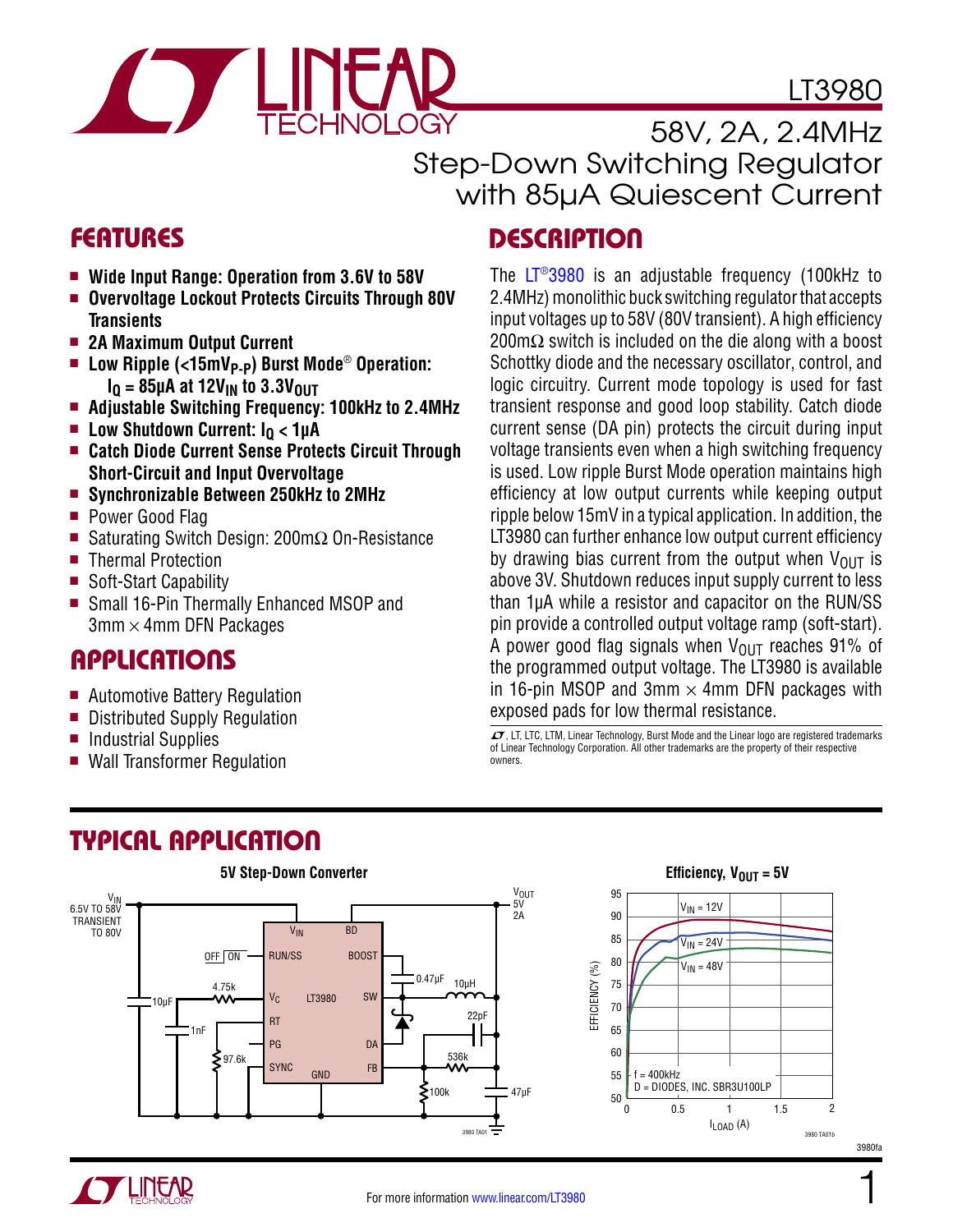# LT3980

## 58V, 2A, 2.4MHz Step-Down Switching Regulator with 85μA Quiescent Current

## FEATURES

- **Wide Input Range: Operation from 3.6V to 58V**
- **Overvoltage Lockout Protects Circuits Through 80V Transients**
- **2A Maximum Output Current**
- **Low Ripple (<15mV$_{P-P}$) Burst Mode® Operation: $I_Q$ = 85μA at 12$V_{IN}$ to 3.3$V_{OUT}$**
- **Adjustable Switching Frequency: 100kHz to 2.4MHz**
- **Low Shutdown Current: $I_Q$ < 1μA**
- **Catch Diode Current Sense Protects Circuit Through Short-Circuit and Input Overvoltage**
- **Synchronizable Between 250kHz to 2MHz**
- Power Good Flag
- Saturating Switch Design: 200mΩ On-Resistance
- Thermal Protection
- Soft-Start Capability
- Small 16-Pin Thermally Enhanced MSOP and 3mm × 4mm DFN Packages

## APPLICATIONS

- Automotive Battery Regulation
- Distributed Supply Regulation
- Industrial Supplies
- Wall Transformer Regulation

## DESCRIPTION

The LT®3980 is an adjustable frequency (100kHz to 2.4MHz) monolithic buck switching regulator that accepts input voltages up to 58V (80V transient). A high efficiency 200mΩ switch is included on the die along with a boost Schottky diode and the necessary oscillator, control, and logic circuitry. Current mode topology is used for fast transient response and good loop stability. Catch diode current sense (DA pin) protects the circuit during input voltage transients even when a high switching frequency is used. Low ripple Burst Mode operation maintains high efficiency at low output currents while keeping output ripple below 15mV in a typical application. In addition, the LT3980 can further enhance low output current efficiency by drawing bias current from the output when $V_{OUT}$ is above 3V. Shutdown reduces input supply current to less than 1μA while a resistor and capacitor on the RUN/SS pin provide a controlled output voltage ramp (soft-start). A power good flag signals when $V_{OUT}$ reaches 91% of the programmed output voltage. The LT3980 is available in 16-pin MSOP and 3mm × 4mm DFN packages with exposed pads for low thermal resistance.

LT, LTC, LTM, Linear Technology, Burst Mode and the Linear logo are registered trademarks of Linear Technology Corporation. All other trademarks are the property of their respective owners.

## TYPICAL APPLICATION

**5V Step-Down Converter**

**Efficiency, $V_{OUT}$ = 5V**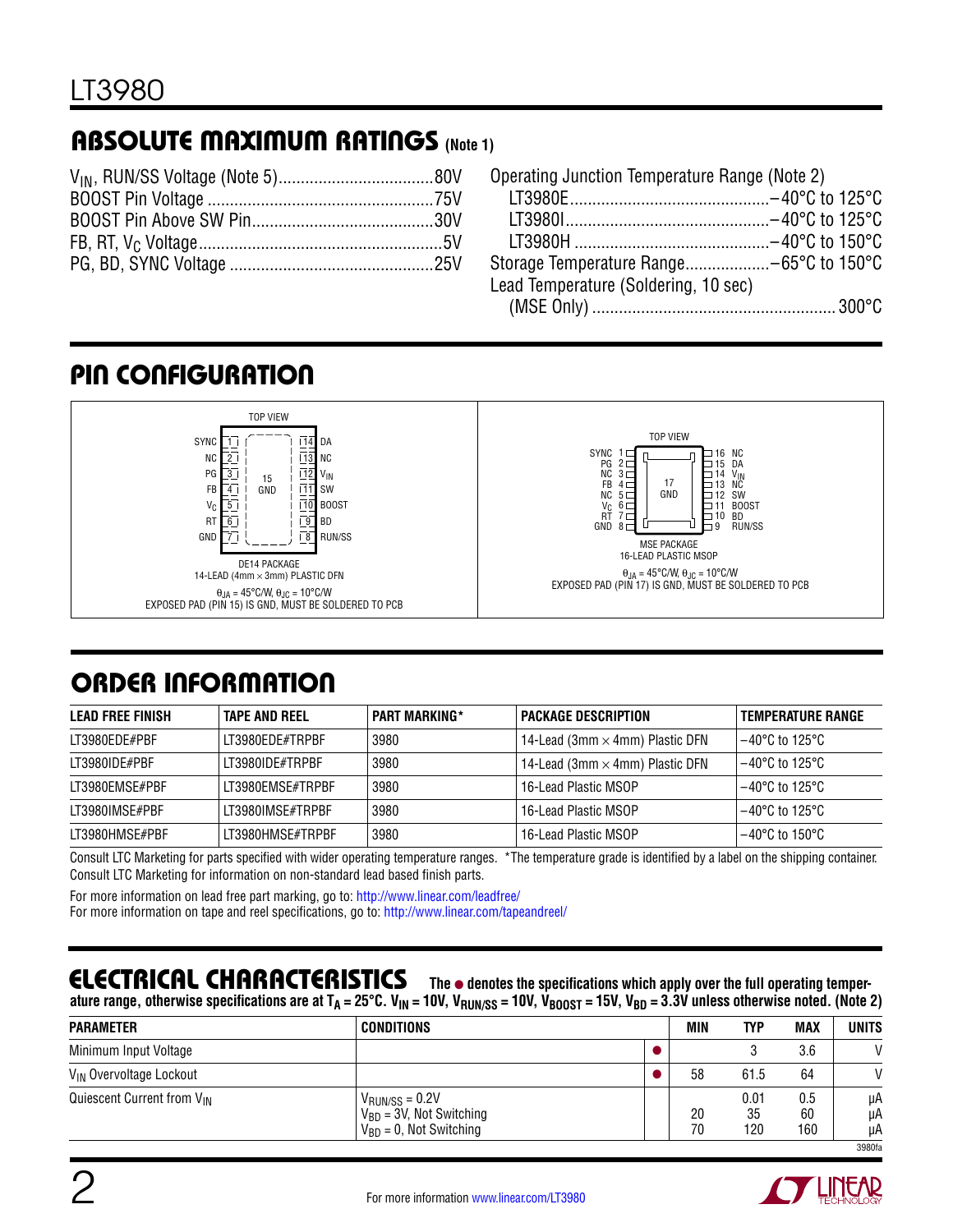## ABSOLUTE MAXIMUM RATINGS (Note 1)

$V_{IN}$, RUN/SS Voltage (Note 5) .......... 80V
BOOST Pin Voltage .......... 75V
BOOST Pin Above SW Pin .......... 30V
FB, RT, $V_C$ Voltage .......... 5V
PG, BD, SYNC Voltage .......... 25V

Operating Junction Temperature Range (Note 2)
- LT3980E .......... −40°C to 125°C
- LT3980I .......... −40°C to 125°C
- LT3980H .......... −40°C to 150°C

Storage Temperature Range .......... −65°C to 150°C
Lead Temperature (Soldering, 10 sec)
(MSE Only) .......... 300°C

## PIN CONFIGURATION

TOP VIEW

| Pin | Name | Pin | Name |
|---|---|---|---|
| 1 | SYNC | 14 | DA |
| 2 | NC | 13 | NC |
| 3 | PG | 12 | $V_{IN}$ |
| 4 | FB | 11 | SW |
| 5 | $V_C$ | 10 | BOOST |
| 6 | RT | 9 | BD |
| 7 | GND | 8 | RUN/SS |

15 GND

DE14 PACKAGE
14-LEAD (4mm × 3mm) PLASTIC DFN
$\theta_{JA}$ = 45°C/W, $\theta_{JC}$ = 10°C/W
EXPOSED PAD (PIN 15) IS GND, MUST BE SOLDERED TO PCB

TOP VIEW

| Pin | Name | Pin | Name |
|---|---|---|---|
| 1 | SYNC | 16 | NC |
| 2 | PG | 15 | DA |
| 3 | NC | 14 | $V_{IN}$ |
| 4 | FB | 13 | NC |
| 5 | NC | 12 | SW |
| 6 | $V_C$ | 11 | BOOST |
| 7 | RT | 10 | BD |
| 8 | GND | 9 | RUN/SS |

17 GND

MSE PACKAGE
16-LEAD PLASTIC MSOP
$\theta_{JA}$ = 45°C/W, $\theta_{JC}$ = 10°C/W
EXPOSED PAD (PIN 17) IS GND, MUST BE SOLDERED TO PCB

## ORDER INFORMATION

| LEAD FREE FINISH | TAPE AND REEL | PART MARKING* | PACKAGE DESCRIPTION | TEMPERATURE RANGE |
|---|---|---|---|---|
| LT3980EDE#PBF | LT3980EDE#TRPBF | 3980 | 14-Lead (3mm × 4mm) Plastic DFN | −40°C to 125°C |
| LT3980IDE#PBF | LT3980IDE#TRPBF | 3980 | 14-Lead (3mm × 4mm) Plastic DFN | −40°C to 125°C |
| LT3980EMSE#PBF | LT3980EMSE#TRPBF | 3980 | 16-Lead Plastic MSOP | −40°C to 125°C |
| LT3980IMSE#PBF | LT3980IMSE#TRPBF | 3980 | 16-Lead Plastic MSOP | −40°C to 125°C |
| LT3980HMSE#PBF | LT3980HMSE#TRPBF | 3980 | 16-Lead Plastic MSOP | −40°C to 150°C |

Consult LTC Marketing for parts specified with wider operating temperature ranges. *The temperature grade is identified by a label on the shipping container.
Consult LTC Marketing for information on non-standard lead based finish parts.

For more information on lead free part marking, go to: http://www.linear.com/leadfree/
For more information on tape and reel specifications, go to: http://www.linear.com/tapeandreel/

## ELECTRICAL CHARACTERISTICS

**The ● denotes the specifications which apply over the full operating temperature range, otherwise specifications are at $T_A$ = 25°C. $V_{IN}$ = 10V, $V_{RUN/SS}$ = 10V, $V_{BOOST}$ = 15V, $V_{BD}$ = 3.3V unless otherwise noted. (Note 2)**

| PARAMETER | CONDITIONS | | MIN | TYP | MAX | UNITS |
|---|---|---|---|---|---|---|
| Minimum Input Voltage | | ● | | 3 | 3.6 | V |
| $V_{IN}$ Overvoltage Lockout | | ● | 58 | 61.5 | 64 | V |
| Quiescent Current from $V_{IN}$ | $V_{RUN/SS}$ = 0.2V | | | 0.01 | 0.5 | µA |
| | $V_{BD}$ = 3V, Not Switching | | 20 | 35 | 60 | µA |
| | $V_{BD}$ = 0, Not Switching | | 70 | 120 | 160 | µA |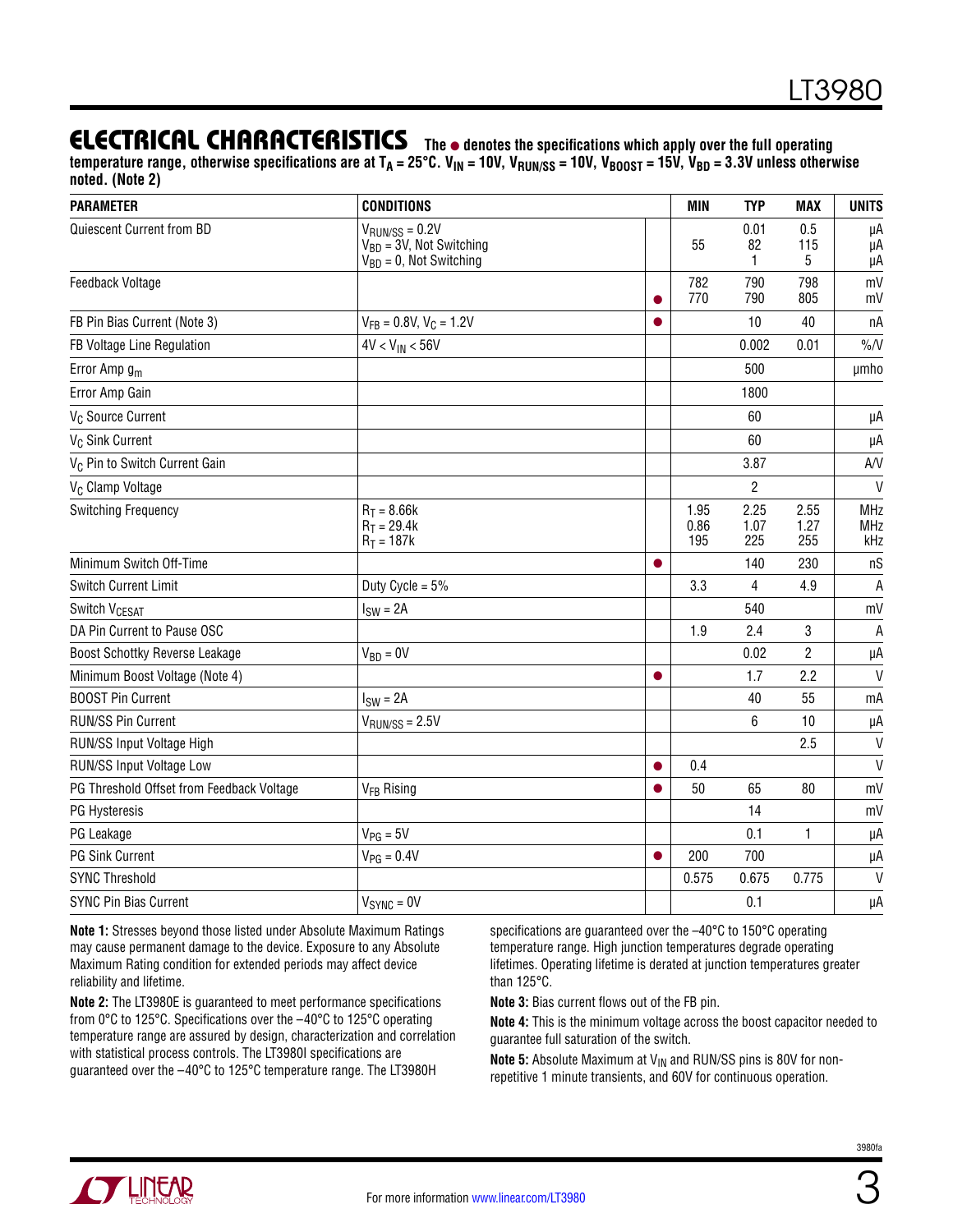## ELECTRICAL CHARACTERISTICS

The ● denotes the specifications which apply over the full operating temperature range, otherwise specifications are at $T_A = 25°C$. $V_{IN} = 10V$, $V_{RUN/SS} = 10V$, $V_{BOOST} = 15V$, $V_{BD} = 3.3V$ unless otherwise noted. (Note 2)

| PARAMETER | CONDITIONS | | MIN | TYP | MAX | UNITS |
|---|---|---|---|---|---|---|
| Quiescent Current from BD | $V_{RUN/SS} = 0.2V$<br>$V_{BD} = 3V$, Not Switching<br>$V_{BD} = 0$, Not Switching | | <br>55<br> | 0.01<br>82<br>1 | 0.5<br>115<br>5 | µA<br>µA<br>µA |
| Feedback Voltage | | <br>● | 782<br>770 | 790<br>790 | 798<br>805 | mV<br>mV |
| FB Pin Bias Current (Note 3) | $V_{FB} = 0.8V$, $V_C = 1.2V$ | ● | | 10 | 40 | nA |
| FB Voltage Line Regulation | $4V < V_{IN} < 56V$ | | | 0.002 | 0.01 | %/V |
| Error Amp $g_m$ | | | | 500 | | µmho |
| Error Amp Gain | | | | 1800 | | |
| $V_C$ Source Current | | | | 60 | | µA |
| $V_C$ Sink Current | | | | 60 | | µA |
| $V_C$ Pin to Switch Current Gain | | | | 3.87 | | A/V |
| $V_C$ Clamp Voltage | | | | 2 | | V |
| Switching Frequency | $R_T = 8.66k$<br>$R_T = 29.4k$<br>$R_T = 187k$ | | 1.95<br>0.86<br>195 | 2.25<br>1.07<br>225 | 2.55<br>1.27<br>255 | MHz<br>MHz<br>kHz |
| Minimum Switch Off-Time | | ● | | 140 | 230 | nS |
| Switch Current Limit | Duty Cycle = 5% | | 3.3 | 4 | 4.9 | A |
| Switch $V_{CESAT}$ | $I_{SW} = 2A$ | | | 540 | | mV |
| DA Pin Current to Pause OSC | | | 1.9 | 2.4 | 3 | A |
| Boost Schottky Reverse Leakage | $V_{BD} = 0V$ | | | 0.02 | 2 | µA |
| Minimum Boost Voltage (Note 4) | | ● | | 1.7 | 2.2 | V |
| BOOST Pin Current | $I_{SW} = 2A$ | | | 40 | 55 | mA |
| RUN/SS Pin Current | $V_{RUN/SS} = 2.5V$ | | | 6 | 10 | µA |
| RUN/SS Input Voltage High | | | | | 2.5 | V |
| RUN/SS Input Voltage Low | | ● | 0.4 | | | V |
| PG Threshold Offset from Feedback Voltage | $V_{FB}$ Rising | ● | 50 | 65 | 80 | mV |
| PG Hysteresis | | | | 14 | | mV |
| PG Leakage | $V_{PG} = 5V$ | | | 0.1 | 1 | µA |
| PG Sink Current | $V_{PG} = 0.4V$ | ● | 200 | 700 | | µA |
| SYNC Threshold | | | 0.575 | 0.675 | 0.775 | V |
| SYNC Pin Bias Current | $V_{SYNC} = 0V$ | | | 0.1 | | µA |

**Note 1:** Stresses beyond those listed under Absolute Maximum Ratings may cause permanent damage to the device. Exposure to any Absolute Maximum Rating condition for extended periods may affect device reliability and lifetime.

**Note 2:** The LT3980E is guaranteed to meet performance specifications from 0°C to 125°C. Specifications over the –40°C to 125°C operating temperature range are assured by design, characterization and correlation with statistical process controls. The LT3980I specifications are guaranteed over the –40°C to 125°C temperature range. The LT3980H specifications are guaranteed over the –40°C to 150°C operating temperature range. High junction temperatures degrade operating lifetimes. Operating lifetime is derated at junction temperatures greater than 125°C.

**Note 3:** Bias current flows out of the FB pin.

**Note 4:** This is the minimum voltage across the boost capacitor needed to guarantee full saturation of the switch.

**Note 5:** Absolute Maximum at $V_{IN}$ and RUN/SS pins is 80V for non-repetitive 1 minute transients, and 60V for continuous operation.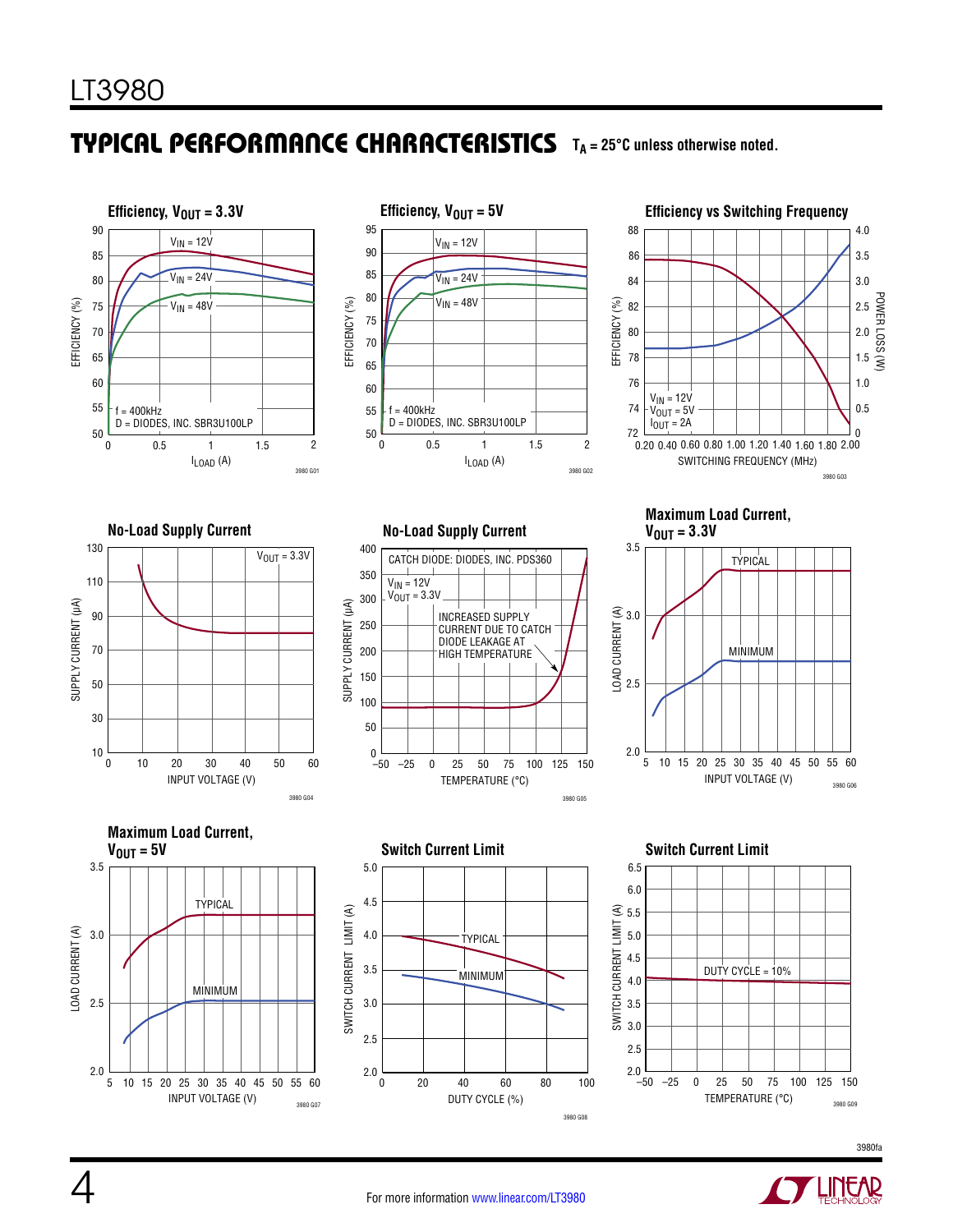## TYPICAL PERFORMANCE CHARACTERISTICS

$T_A = 25°C$ unless otherwise noted.

**Efficiency, $V_{OUT}$ = 3.3V**

$V_{IN}$ = 12V, $V_{IN}$ = 24V, $V_{IN}$ = 48V

f = 400kHz
D = DIODES, INC. SBR3U100LP

EFFICIENCY (%) vs $I_{LOAD}$ (A)

3980 G01

**Efficiency, $V_{OUT}$ = 5V**

$V_{IN}$ = 12V, $V_{IN}$ = 24V, $V_{IN}$ = 48V

f = 400kHz
D = DIODES, INC. SBR3U100LP

EFFICIENCY (%) vs $I_{LOAD}$ (A)

3980 G02

**Efficiency vs Switching Frequency**

$V_{IN}$ = 12V
$V_{OUT}$ = 5V
$I_{OUT}$ = 2A

EFFICIENCY (%), POWER LOSS (W) vs SWITCHING FREQUENCY (MHz)

3980 G03

**No-Load Supply Current**

$V_{OUT}$ = 3.3V

SUPPLY CURRENT (µA) vs INPUT VOLTAGE (V)

3980 G04

**No-Load Supply Current**

CATCH DIODE: DIODES, INC. PDS360
$V_{IN}$ = 12V
$V_{OUT}$ = 3.3V

INCREASED SUPPLY CURRENT DUE TO CATCH DIODE LEAKAGE AT HIGH TEMPERATURE

SUPPLY CURRENT (µA) vs TEMPERATURE (°C)

3980 G05

**Maximum Load Current, $V_{OUT}$ = 3.3V**

TYPICAL, MINIMUM

LOAD CURRENT (A) vs INPUT VOLTAGE (V)

3980 G06

**Maximum Load Current, $V_{OUT}$ = 5V**

TYPICAL, MINIMUM

LOAD CURRENT (A) vs INPUT VOLTAGE (V)

3980 G07

**Switch Current Limit**

TYPICAL, MINIMUM

SWITCH CURRENT LIMIT (A) vs DUTY CYCLE (%)

3980 G08

**Switch Current Limit**

DUTY CYCLE = 10%

SWITCH CURRENT LIMIT (A) vs TEMPERATURE (°C)

3980 G09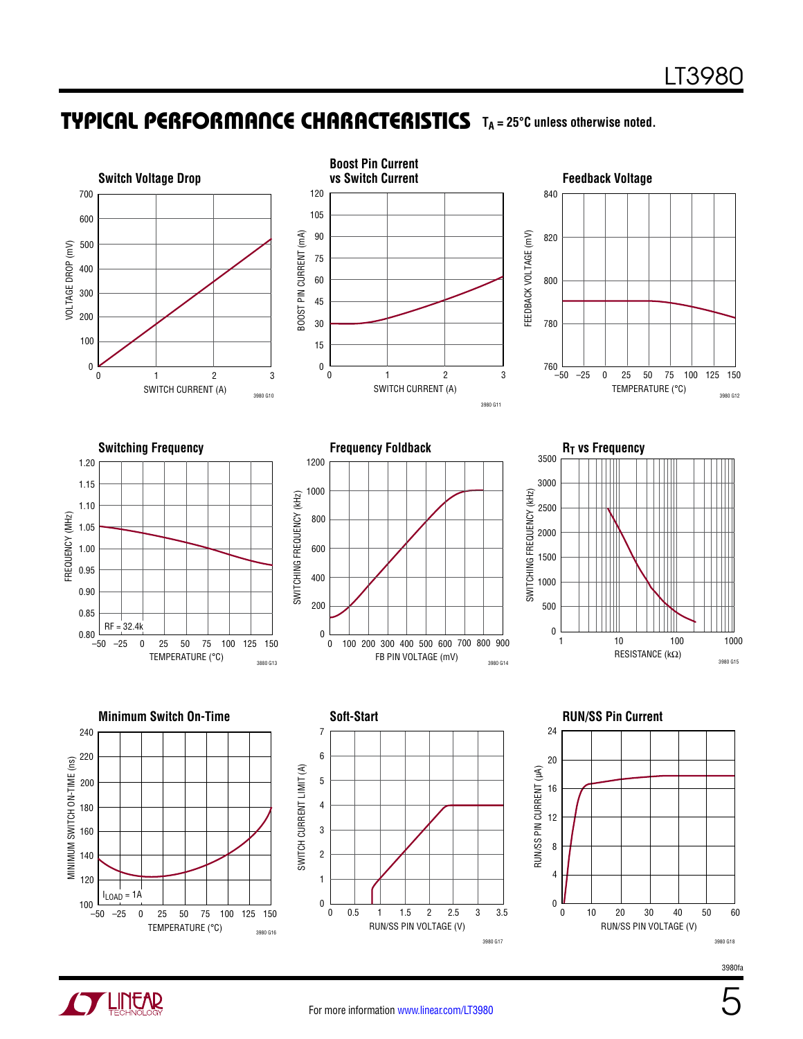## TYPICAL PERFORMANCE CHARACTERISTICS

$T_A = 25°C$ unless otherwise noted.

**Switch Voltage Drop**

VOLTAGE DROP (mV) vs SWITCH CURRENT (A)

3980 G10

**Boost Pin Current vs Switch Current**

BOOST PIN CURRENT (mA) vs SWITCH CURRENT (A)

3980 G11

**Feedback Voltage**

FEEDBACK VOLTAGE (mV) vs TEMPERATURE (°C)

3980 G12

**Switching Frequency**

FREQUENCY (MHz) vs TEMPERATURE (°C)

RF = 32.4k

3880 G13

**Frequency Foldback**

SWITCHING FREQUENCY (kHz) vs FB PIN VOLTAGE (mV)

3980 G14

**$R_T$ vs Frequency**

SWITCHING FREQUENCY (kHz) vs RESISTANCE (kΩ)

3980 G15

**Minimum Switch On-Time**

MINIMUM SWITCH ON-TIME (ns) vs TEMPERATURE (°C)

$I_{LOAD}$ = 1A

3980 G16

**Soft-Start**

SWITCH CURRENT LIMIT (A) vs RUN/SS PIN VOLTAGE (V)

3980 G17

**RUN/SS Pin Current**

RUN/SS PIN CURRENT (µA) vs RUN/SS PIN VOLTAGE (V)

3980 G18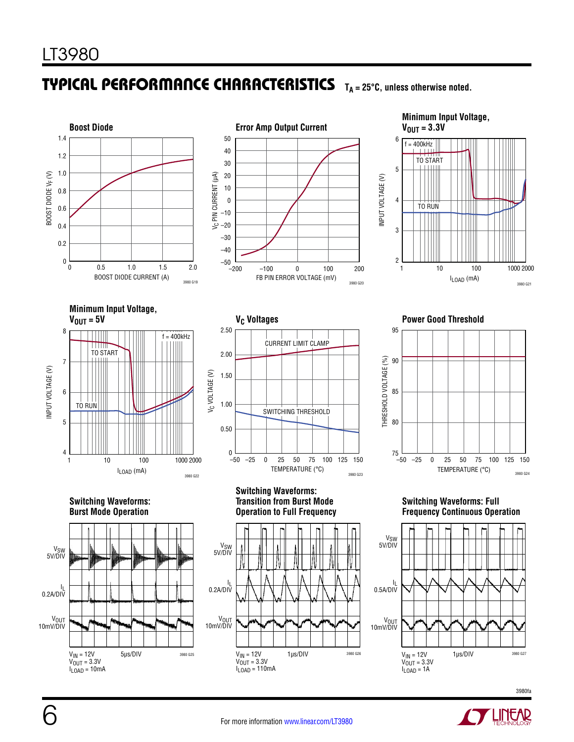## TYPICAL PERFORMANCE CHARACTERISTICS $T_A = 25°C$, unless otherwise noted.

**Boost Diode**

BOOST DIODE $V_F$ (V) vs. BOOST DIODE CURRENT (A)

3980 G19

**Error Amp Output Current**

$V_C$ PIN CURRENT (µA) vs. FB PIN ERROR VOLTAGE (mV)

3980 G20

**Minimum Input Voltage, $V_{OUT} = 3.3V$**

f = 400kHz

TO START

TO RUN

INPUT VOLTAGE (V) vs. $I_{LOAD}$ (mA)

3980 G21

**Minimum Input Voltage, $V_{OUT} = 5V$**

f = 400kHz

TO START

TO RUN

INPUT VOLTAGE (V) vs. $I_{LOAD}$ (mA)

3980 G22

**$V_C$ Voltages**

CURRENT LIMIT CLAMP

SWITCHING THRESHOLD

$V_C$ VOLTAGE (V) vs. TEMPERATURE (°C)

3980 G23

**Power Good Threshold**

THRESHOLD VOLTAGE (%) vs. TEMPERATURE (°C)

3980 G24

**Switching Waveforms: Burst Mode Operation**

$V_{SW}$ 5V/DIV

$I_L$ 0.2A/DIV

$V_{OUT}$ 10mV/DIV

$V_{IN}$ = 12V, $V_{OUT}$ = 3.3V, $I_{LOAD}$ = 10mA; 5µs/DIV

3980 G25

**Switching Waveforms: Transition from Burst Mode Operation to Full Frequency**

$V_{SW}$ 5V/DIV

$I_L$ 0.2A/DIV

$V_{OUT}$ 10mV/DIV

$V_{IN}$ = 12V, $V_{OUT}$ = 3.3V, $I_{LOAD}$ = 110mA; 1µs/DIV

3980 G26

**Switching Waveforms: Full Frequency Continuous Operation**

$V_{SW}$ 5V/DIV

$I_L$ 0.5A/DIV

$V_{OUT}$ 10mV/DIV

$V_{IN}$ = 12V, $V_{OUT}$ = 3.3V, $I_{LOAD}$ = 1A; 1µs/DIV

3980 G27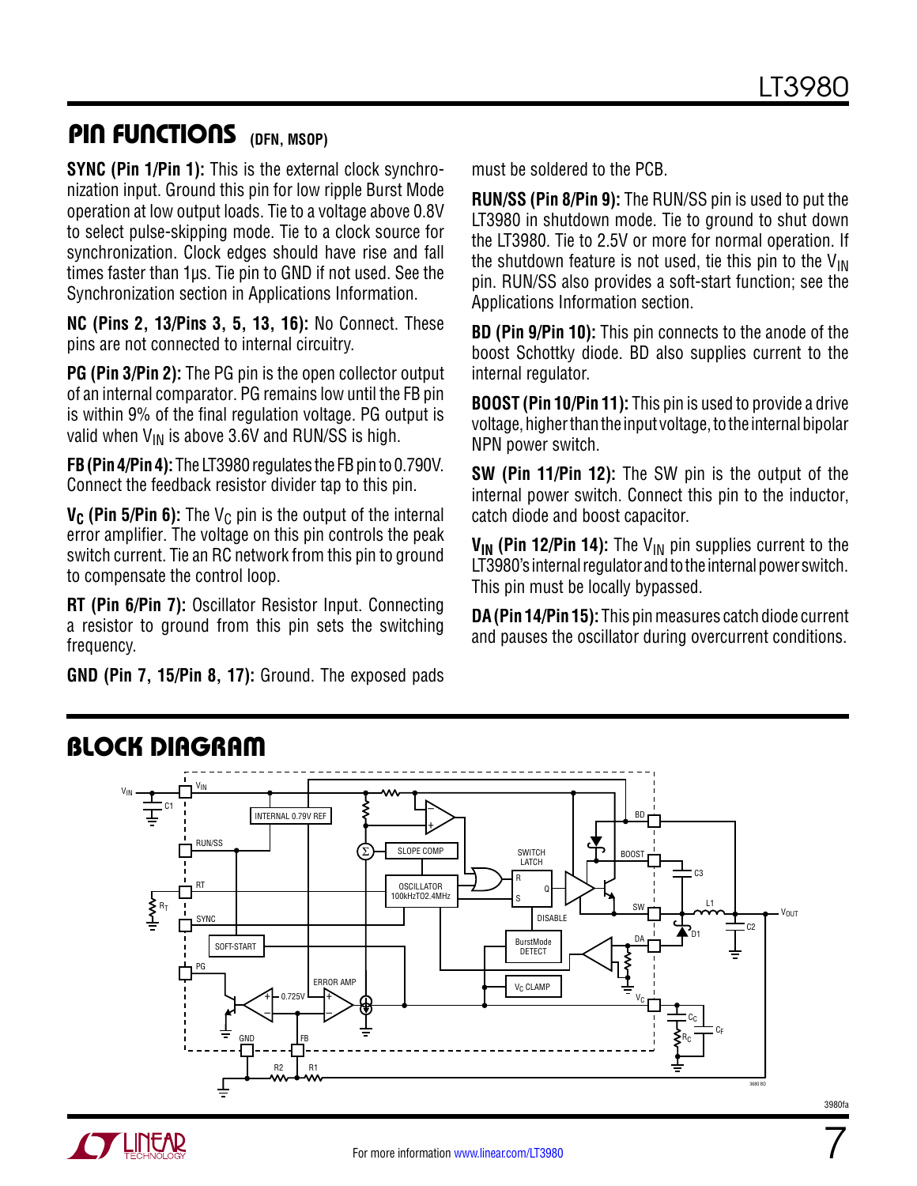## PIN FUNCTIONS (DFN, MSOP)

**SYNC (Pin 1/Pin 1):** This is the external clock synchronization input. Ground this pin for low ripple Burst Mode operation at low output loads. Tie to a voltage above 0.8V to select pulse-skipping mode. Tie to a clock source for synchronization. Clock edges should have rise and fall times faster than 1µs. Tie pin to GND if not used. See the Synchronization section in Applications Information.

**NC (Pins 2, 13/Pins 3, 5, 13, 16):** No Connect. These pins are not connected to internal circuitry.

**PG (Pin 3/Pin 2):** The PG pin is the open collector output of an internal comparator. PG remains low until the FB pin is within 9% of the final regulation voltage. PG output is valid when $V_{IN}$ is above 3.6V and RUN/SS is high.

**FB (Pin 4/Pin 4):** The LT3980 regulates the FB pin to 0.790V. Connect the feedback resistor divider tap to this pin.

**$V_C$ (Pin 5/Pin 6):** The $V_C$ pin is the output of the internal error amplifier. The voltage on this pin controls the peak switch current. Tie an RC network from this pin to ground to compensate the control loop.

**RT (Pin 6/Pin 7):** Oscillator Resistor Input. Connecting a resistor to ground from this pin sets the switching frequency.

**GND (Pin 7, 15/Pin 8, 17):** Ground. The exposed pads must be soldered to the PCB.

**RUN/SS (Pin 8/Pin 9):** The RUN/SS pin is used to put the LT3980 in shutdown mode. Tie to ground to shut down the LT3980. Tie to 2.5V or more for normal operation. If the shutdown feature is not used, tie this pin to the $V_{IN}$ pin. RUN/SS also provides a soft-start function; see the Applications Information section.

**BD (Pin 9/Pin 10):** This pin connects to the anode of the boost Schottky diode. BD also supplies current to the internal regulator.

**BOOST (Pin 10/Pin 11):** This pin is used to provide a drive voltage, higher than the input voltage, to the internal bipolar NPN power switch.

**SW (Pin 11/Pin 12):** The SW pin is the output of the internal power switch. Connect this pin to the inductor, catch diode and boost capacitor.

**$V_{IN}$ (Pin 12/Pin 14):** The $V_{IN}$ pin supplies current to the LT3980's internal regulator and to the internal power switch. This pin must be locally bypassed.

**DA (Pin 14/Pin 15):** This pin measures catch diode current and pauses the oscillator during overcurrent conditions.

## BLOCK DIAGRAM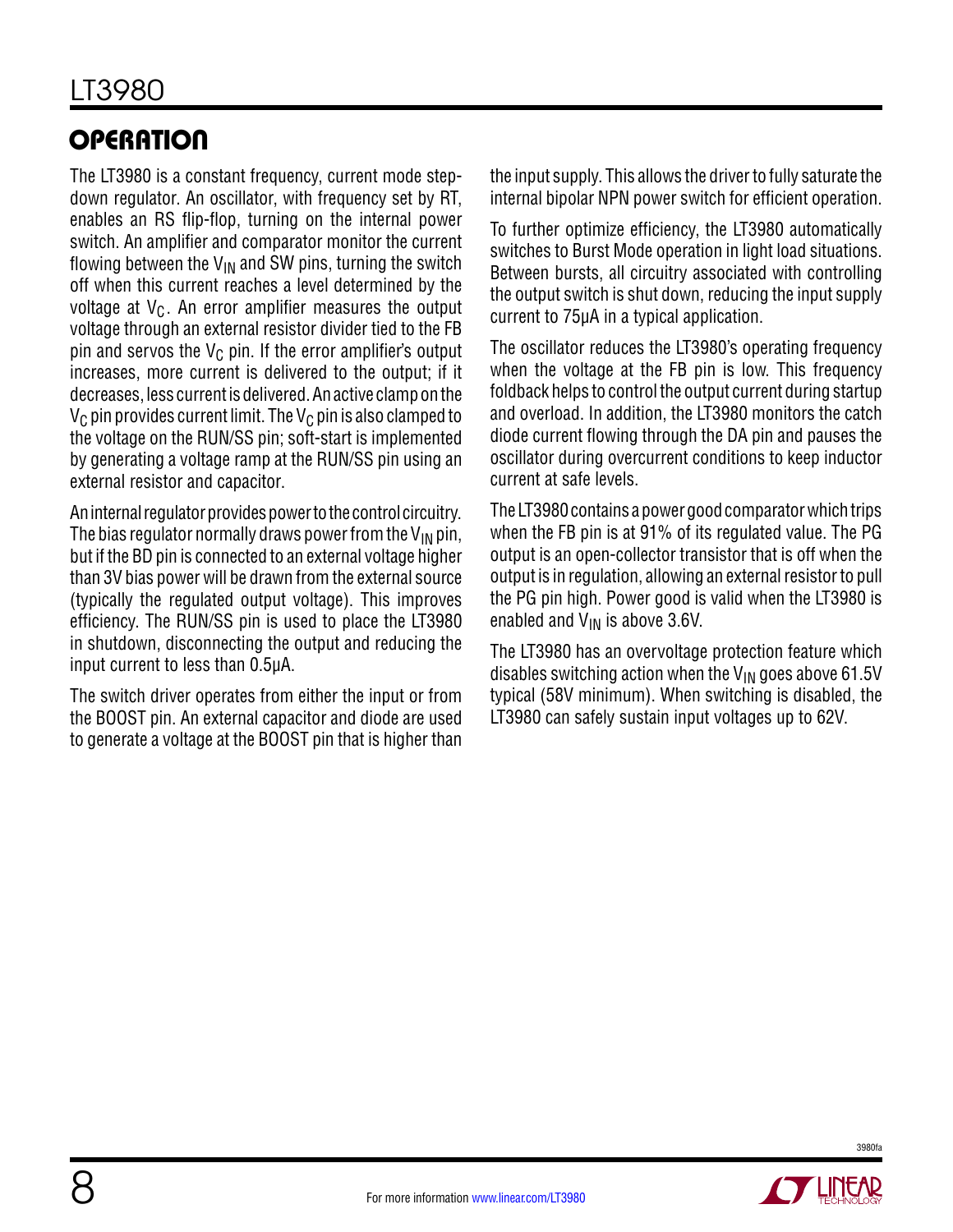## OPERATION

The LT3980 is a constant frequency, current mode step-down regulator. An oscillator, with frequency set by RT, enables an RS flip-flop, turning on the internal power switch. An amplifier and comparator monitor the current flowing between the $V_{IN}$ and SW pins, turning the switch off when this current reaches a level determined by the voltage at $V_C$. An error amplifier measures the output voltage through an external resistor divider tied to the FB pin and servos the $V_C$ pin. If the error amplifier's output increases, more current is delivered to the output; if it decreases, less current is delivered. An active clamp on the $V_C$ pin provides current limit. The $V_C$ pin is also clamped to the voltage on the RUN/SS pin; soft-start is implemented by generating a voltage ramp at the RUN/SS pin using an external resistor and capacitor.

An internal regulator provides power to the control circuitry. The bias regulator normally draws power from the $V_{IN}$ pin, but if the BD pin is connected to an external voltage higher than 3V bias power will be drawn from the external source (typically the regulated output voltage). This improves efficiency. The RUN/SS pin is used to place the LT3980 in shutdown, disconnecting the output and reducing the input current to less than 0.5µA.

The switch driver operates from either the input or from the BOOST pin. An external capacitor and diode are used to generate a voltage at the BOOST pin that is higher than the input supply. This allows the driver to fully saturate the internal bipolar NPN power switch for efficient operation.

To further optimize efficiency, the LT3980 automatically switches to Burst Mode operation in light load situations. Between bursts, all circuitry associated with controlling the output switch is shut down, reducing the input supply current to 75µA in a typical application.

The oscillator reduces the LT3980's operating frequency when the voltage at the FB pin is low. This frequency foldback helps to control the output current during startup and overload. In addition, the LT3980 monitors the catch diode current flowing through the DA pin and pauses the oscillator during overcurrent conditions to keep inductor current at safe levels.

The LT3980 contains a power good comparator which trips when the FB pin is at 91% of its regulated value. The PG output is an open-collector transistor that is off when the output is in regulation, allowing an external resistor to pull the PG pin high. Power good is valid when the LT3980 is enabled and $V_{IN}$ is above 3.6V.

The LT3980 has an overvoltage protection feature which disables switching action when the $V_{IN}$ goes above 61.5V typical (58V minimum). When switching is disabled, the LT3980 can safely sustain input voltages up to 62V.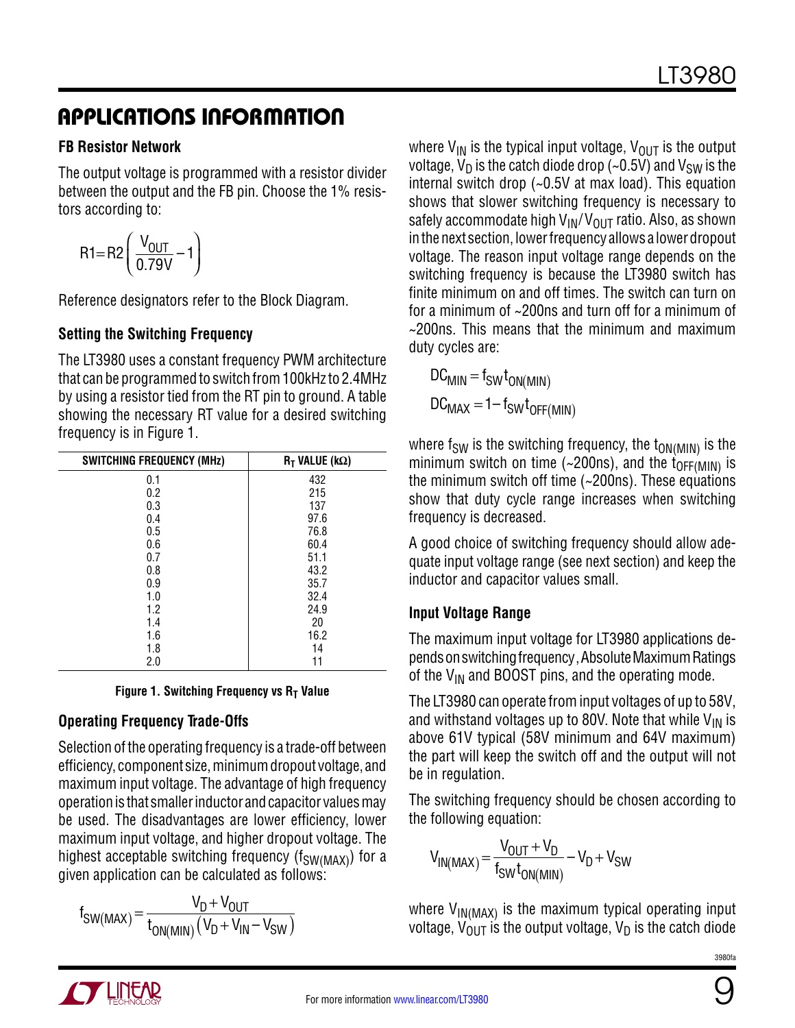## APPLICATIONS INFORMATION

### FB Resistor Network

The output voltage is programmed with a resistor divider between the output and the FB pin. Choose the 1% resistors according to:

$$R1 = R2\left(\frac{V_{OUT}}{0.79V} - 1\right)$$

Reference designators refer to the Block Diagram.

### Setting the Switching Frequency

The LT3980 uses a constant frequency PWM architecture that can be programmed to switch from 100kHz to 2.4MHz by using a resistor tied from the RT pin to ground. A table showing the necessary RT value for a desired switching frequency is in Figure 1.

| SWITCHING FREQUENCY (MHz) | $R_T$ VALUE (kΩ) |
|---|---|
| 0.1 | 432 |
| 0.2 | 215 |
| 0.3 | 137 |
| 0.4 | 97.6 |
| 0.5 | 76.8 |
| 0.6 | 60.4 |
| 0.7 | 51.1 |
| 0.8 | 43.2 |
| 0.9 | 35.7 |
| 1.0 | 32.4 |
| 1.2 | 24.9 |
| 1.4 | 20 |
| 1.6 | 16.2 |
| 1.8 | 14 |
| 2.0 | 11 |

**Figure 1. Switching Frequency vs $R_T$ Value**

### Operating Frequency Trade-Offs

Selection of the operating frequency is a trade-off between efficiency, component size, minimum dropout voltage, and maximum input voltage. The advantage of high frequency operation is that smaller inductor and capacitor values may be used. The disadvantages are lower efficiency, lower maximum input voltage, and higher dropout voltage. The highest acceptable switching frequency ($f_{SW(MAX)}$) for a given application can be calculated as follows:

$$f_{SW(MAX)} = \frac{V_D + V_{OUT}}{t_{ON(MIN)}\left(V_D + V_{IN} - V_{SW}\right)}$$

where $V_{IN}$ is the typical input voltage, $V_{OUT}$ is the output voltage, $V_D$ is the catch diode drop (~0.5V) and $V_{SW}$ is the internal switch drop (~0.5V at max load). This equation shows that slower switching frequency is necessary to safely accommodate high $V_{IN}/V_{OUT}$ ratio. Also, as shown in the next section, lower frequency allows a lower dropout voltage. The reason input voltage range depends on the switching frequency is because the LT3980 switch has finite minimum on and off times. The switch can turn on for a minimum of ~200ns and turn off for a minimum of ~200ns. This means that the minimum and maximum duty cycles are:

$$DC_{MIN} = f_{SW} t_{ON(MIN)}$$

$$DC_{MAX} = 1 - f_{SW} t_{OFF(MIN)}$$

where $f_{SW}$ is the switching frequency, the $t_{ON(MIN)}$ is the minimum switch on time (~200ns), and the $t_{OFF(MIN)}$ is the minimum switch off time (~200ns). These equations show that duty cycle range increases when switching frequency is decreased.

A good choice of switching frequency should allow adequate input voltage range (see next section) and keep the inductor and capacitor values small.

### Input Voltage Range

The maximum input voltage for LT3980 applications depends on switching frequency, Absolute Maximum Ratings of the $V_{IN}$ and BOOST pins, and the operating mode.

The LT3980 can operate from input voltages of up to 58V, and withstand voltages up to 80V. Note that while $V_{IN}$ is above 61V typical (58V minimum and 64V maximum) the part will keep the switch off and the output will not be in regulation.

The switching frequency should be chosen according to the following equation:

$$V_{IN(MAX)} = \frac{V_{OUT} + V_D}{f_{SW} t_{ON(MIN)}} - V_D + V_{SW}$$

where $V_{IN(MAX)}$ is the maximum typical operating input voltage, $V_{OUT}$ is the output voltage, $V_D$ is the catch diode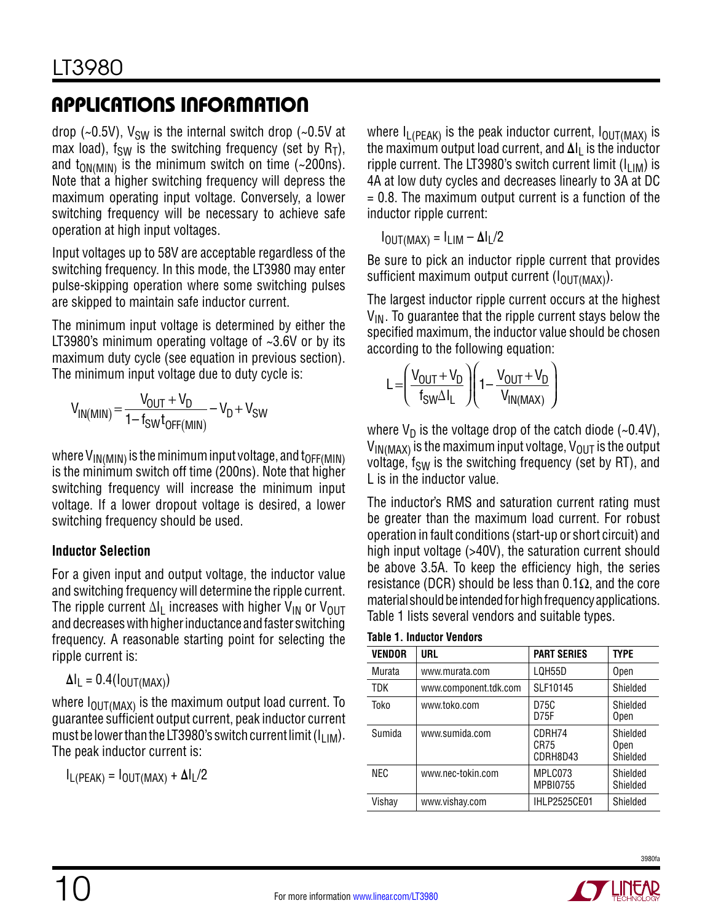drop (~0.5V), $V_{SW}$ is the internal switch drop (~0.5V at max load), $f_{SW}$ is the switching frequency (set by $R_T$), and $t_{ON(MIN)}$ is the minimum switch on time (~200ns). Note that a higher switching frequency will depress the maximum operating input voltage. Conversely, a lower switching frequency will be necessary to achieve safe operation at high input voltages.

Input voltages up to 58V are acceptable regardless of the switching frequency. In this mode, the LT3980 may enter pulse-skipping operation where some switching pulses are skipped to maintain safe inductor current.

The minimum input voltage is determined by either the LT3980's minimum operating voltage of ~3.6V or by its maximum duty cycle (see equation in previous section). The minimum input voltage due to duty cycle is:

$$V_{IN(MIN)} = \frac{V_{OUT} + V_D}{1 - f_{SW} t_{OFF(MIN)}} - V_D + V_{SW}$$

where $V_{IN(MIN)}$ is the minimum input voltage, and $t_{OFF(MIN)}$ is the minimum switch off time (200ns). Note that higher switching frequency will increase the minimum input voltage. If a lower dropout voltage is desired, a lower switching frequency should be used.

### Inductor Selection

For a given input and output voltage, the inductor value and switching frequency will determine the ripple current. The ripple current $\Delta I_L$ increases with higher $V_{IN}$ or $V_{OUT}$ and decreases with higher inductance and faster switching frequency. A reasonable starting point for selecting the ripple current is:

$$\Delta I_L = 0.4(I_{OUT(MAX)})$$

where $I_{OUT(MAX)}$ is the maximum output load current. To guarantee sufficient output current, peak inductor current must be lower than the LT3980's switch current limit ($I_{LIM}$). The peak inductor current is:

$$I_{L(PEAK)} = I_{OUT(MAX)} + \Delta I_L/2$$

where $I_{L(PEAK)}$ is the peak inductor current, $I_{OUT(MAX)}$ is the maximum output load current, and $\Delta I_L$ is the inductor ripple current. The LT3980's switch current limit ($I_{LIM}$) is 4A at low duty cycles and decreases linearly to 3A at DC = 0.8. The maximum output current is a function of the inductor ripple current:

$$I_{OUT(MAX)} = I_{LIM} - \Delta I_L/2$$

Be sure to pick an inductor ripple current that provides sufficient maximum output current ($I_{OUT(MAX)}$).

The largest inductor ripple current occurs at the highest $V_{IN}$. To guarantee that the ripple current stays below the specified maximum, the inductor value should be chosen according to the following equation:

$$L = \left(\frac{V_{OUT} + V_D}{f_{SW}\Delta I_L}\right)\left(1 - \frac{V_{OUT} + V_D}{V_{IN(MAX)}}\right)$$

where $V_D$ is the voltage drop of the catch diode (~0.4V), $V_{IN(MAX)}$ is the maximum input voltage, $V_{OUT}$ is the output voltage, $f_{SW}$ is the switching frequency (set by RT), and L is in the inductor value.

The inductor's RMS and saturation current rating must be greater than the maximum load current. For robust operation in fault conditions (start-up or short circuit) and high input voltage (>40V), the saturation current should be above 3.5A. To keep the efficiency high, the series resistance (DCR) should be less than 0.1Ω, and the core material should be intended for high frequency applications. Table 1 lists several vendors and suitable types.

**Table 1. Inductor Vendors**

| VENDOR | URL | PART SERIES | TYPE |
|---|---|---|---|
| Murata | www.murata.com | LQH55D | Open |
| TDK | www.component.tdk.com | SLF10145 | Shielded |
| Toko | www.toko.com | D75C<br>D75F | Shielded<br>Open |
| Sumida | www.sumida.com | CDRH74<br>CR75<br>CDRH8D43 | Shielded<br>Open<br>Shielded |
| NEC | www.nec-tokin.com | MPLC073<br>MPBI0755 | Shielded<br>Shielded |
| Vishay | www.vishay.com | IHLP2525CE01 | Shielded |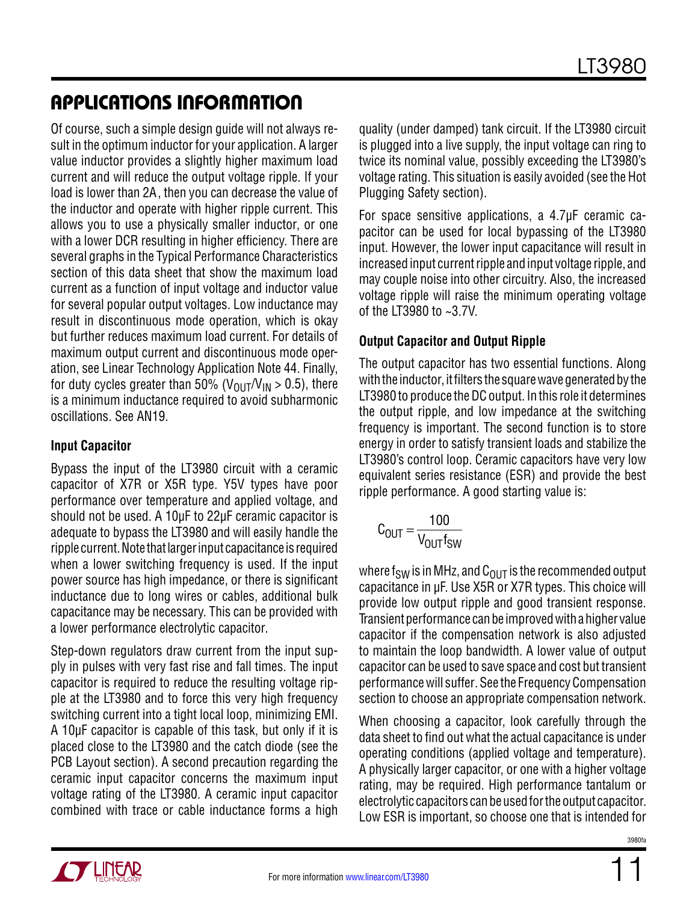## APPLICATIONS INFORMATION

Of course, such a simple design guide will not always result in the optimum inductor for your application. A larger value inductor provides a slightly higher maximum load current and will reduce the output voltage ripple. If your load is lower than 2A, then you can decrease the value of the inductor and operate with higher ripple current. This allows you to use a physically smaller inductor, or one with a lower DCR resulting in higher efficiency. There are several graphs in the Typical Performance Characteristics section of this data sheet that show the maximum load current as a function of input voltage and inductor value for several popular output voltages. Low inductance may result in discontinuous mode operation, which is okay but further reduces maximum load current. For details of maximum output current and discontinuous mode operation, see Linear Technology Application Note 44. Finally, for duty cycles greater than 50% ($V_{OUT}/V_{IN} > 0.5$), there is a minimum inductance required to avoid subharmonic oscillations. See AN19.

### Input Capacitor

Bypass the input of the LT3980 circuit with a ceramic capacitor of X7R or X5R type. Y5V types have poor performance over temperature and applied voltage, and should not be used. A 10μF to 22μF ceramic capacitor is adequate to bypass the LT3980 and will easily handle the ripple current. Note that larger input capacitance is required when a lower switching frequency is used. If the input power source has high impedance, or there is significant inductance due to long wires or cables, additional bulk capacitance may be necessary. This can be provided with a lower performance electrolytic capacitor.

Step-down regulators draw current from the input supply in pulses with very fast rise and fall times. The input capacitor is required to reduce the resulting voltage ripple at the LT3980 and to force this very high frequency switching current into a tight local loop, minimizing EMI. A 10μF capacitor is capable of this task, but only if it is placed close to the LT3980 and the catch diode (see the PCB Layout section). A second precaution regarding the ceramic input capacitor concerns the maximum input voltage rating of the LT3980. A ceramic input capacitor combined with trace or cable inductance forms a high quality (under damped) tank circuit. If the LT3980 circuit is plugged into a live supply, the input voltage can ring to twice its nominal value, possibly exceeding the LT3980's voltage rating. This situation is easily avoided (see the Hot Plugging Safety section).

For space sensitive applications, a 4.7μF ceramic capacitor can be used for local bypassing of the LT3980 input. However, the lower input capacitance will result in increased input current ripple and input voltage ripple, and may couple noise into other circuitry. Also, the increased voltage ripple will raise the minimum operating voltage of the LT3980 to ~3.7V.

### Output Capacitor and Output Ripple

The output capacitor has two essential functions. Along with the inductor, it filters the square wave generated by the LT3980 to produce the DC output. In this role it determines the output ripple, and low impedance at the switching frequency is important. The second function is to store energy in order to satisfy transient loads and stabilize the LT3980's control loop. Ceramic capacitors have very low equivalent series resistance (ESR) and provide the best ripple performance. A good starting value is:

$$C_{OUT} = \frac{100}{V_{OUT} f_{SW}}$$

where $f_{SW}$ is in MHz, and $C_{OUT}$ is the recommended output capacitance in μF. Use X5R or X7R types. This choice will provide low output ripple and good transient response. Transient performance can be improved with a higher value capacitor if the compensation network is also adjusted to maintain the loop bandwidth. A lower value of output capacitor can be used to save space and cost but transient performance will suffer. See the Frequency Compensation section to choose an appropriate compensation network.

When choosing a capacitor, look carefully through the data sheet to find out what the actual capacitance is under operating conditions (applied voltage and temperature). A physically larger capacitor, or one with a higher voltage rating, may be required. High performance tantalum or electrolytic capacitors can be used for the output capacitor. Low ESR is important, so choose one that is intended for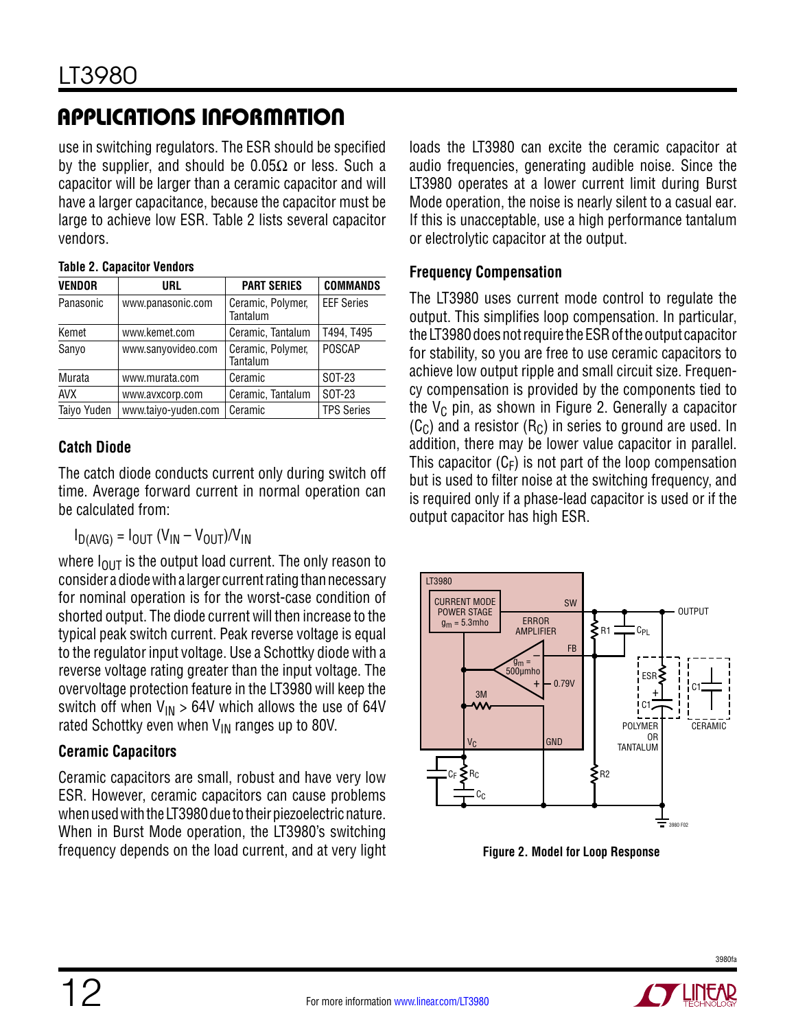## APPLICATIONS INFORMATION

use in switching regulators. The ESR should be specified by the supplier, and should be 0.05Ω or less. Such a capacitor will be larger than a ceramic capacitor and will have a larger capacitance, because the capacitor must be large to achieve low ESR. Table 2 lists several capacitor vendors.

**Table 2. Capacitor Vendors**

| VENDOR | URL | PART SERIES | COMMANDS |
|---|---|---|---|
| Panasonic | www.panasonic.com | Ceramic, Polymer, Tantalum | EEF Series |
| Kemet | www.kemet.com | Ceramic, Tantalum | T494, T495 |
| Sanyo | www.sanyovideo.com | Ceramic, Polymer, Tantalum | POSCAP |
| Murata | www.murata.com | Ceramic | SOT-23 |
| AVX | www.avxcorp.com | Ceramic, Tantalum | SOT-23 |
| Taiyo Yuden | www.taiyo-yuden.com | Ceramic | TPS Series |

### Catch Diode

The catch diode conducts current only during switch off time. Average forward current in normal operation can be calculated from:

$$I_{D(AVG)} = I_{OUT} (V_{IN} – V_{OUT})/V_{IN}$$

where $I_{OUT}$ is the output load current. The only reason to consider a diode with a larger current rating than necessary for nominal operation is for the worst-case condition of shorted output. The diode current will then increase to the typical peak switch current. Peak reverse voltage is equal to the regulator input voltage. Use a Schottky diode with a reverse voltage rating greater than the input voltage. The overvoltage protection feature in the LT3980 will keep the switch off when $V_{IN}$ > 64V which allows the use of 64V rated Schottky even when $V_{IN}$ ranges up to 80V.

### Ceramic Capacitors

Ceramic capacitors are small, robust and have very low ESR. However, ceramic capacitors can cause problems when used with the LT3980 due to their piezoelectric nature. When in Burst Mode operation, the LT3980's switching frequency depends on the load current, and at very light loads the LT3980 can excite the ceramic capacitor at audio frequencies, generating audible noise. Since the LT3980 operates at a lower current limit during Burst Mode operation, the noise is nearly silent to a casual ear. If this is unacceptable, use a high performance tantalum or electrolytic capacitor at the output.

### Frequency Compensation

The LT3980 uses current mode control to regulate the output. This simplifies loop compensation. In particular, the LT3980 does not require the ESR of the output capacitor for stability, so you are free to use ceramic capacitors to achieve low output ripple and small circuit size. Frequency compensation is provided by the components tied to the $V_C$ pin, as shown in Figure 2. Generally a capacitor ($C_C$) and a resistor ($R_C$) in series to ground are used. In addition, there may be lower value capacitor in parallel. This capacitor ($C_F$) is not part of the loop compensation but is used to filter noise at the switching frequency, and is required only if a phase-lead capacitor is used or if the output capacitor has high ESR.

**Figure 2. Model for Loop Response**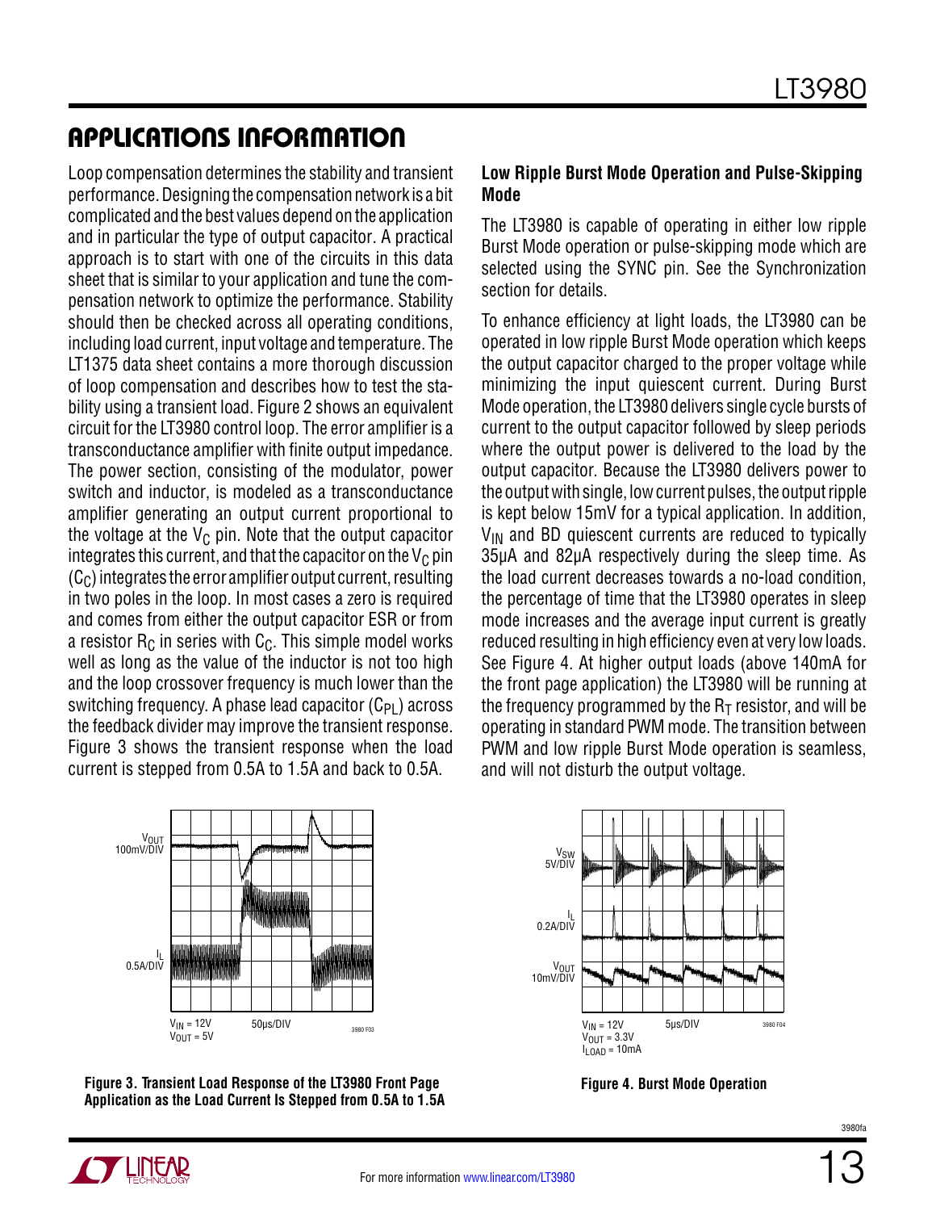## APPLICATIONS INFORMATION

Loop compensation determines the stability and transient performance. Designing the compensation network is a bit complicated and the best values depend on the application and in particular the type of output capacitor. A practical approach is to start with one of the circuits in this data sheet that is similar to your application and tune the compensation network to optimize the performance. Stability should then be checked across all operating conditions, including load current, input voltage and temperature. The LT1375 data sheet contains a more thorough discussion of loop compensation and describes how to test the stability using a transient load. Figure 2 shows an equivalent circuit for the LT3980 control loop. The error amplifier is a transconductance amplifier with finite output impedance. The power section, consisting of the modulator, power switch and inductor, is modeled as a transconductance amplifier generating an output current proportional to the voltage at the $V_C$ pin. Note that the output capacitor integrates this current, and that the capacitor on the $V_C$ pin ($C_C$) integrates the error amplifier output current, resulting in two poles in the loop. In most cases a zero is required and comes from either the output capacitor ESR or from a resistor $R_C$ in series with $C_C$. This simple model works well as long as the value of the inductor is not too high and the loop crossover frequency is much lower than the switching frequency. A phase lead capacitor ($C_{PL}$) across the feedback divider may improve the transient response. Figure 3 shows the transient response when the load current is stepped from 0.5A to 1.5A and back to 0.5A.

Figure 3. Transient Load Response of the LT3980 Front Page Application as the Load Current Is Stepped from 0.5A to 1.5A

### Low Ripple Burst Mode Operation and Pulse-Skipping Mode

The LT3980 is capable of operating in either low ripple Burst Mode operation or pulse-skipping mode which are selected using the SYNC pin. See the Synchronization section for details.

To enhance efficiency at light loads, the LT3980 can be operated in low ripple Burst Mode operation which keeps the output capacitor charged to the proper voltage while minimizing the input quiescent current. During Burst Mode operation, the LT3980 delivers single cycle bursts of current to the output capacitor followed by sleep periods where the output power is delivered to the load by the output capacitor. Because the LT3980 delivers power to the output with single, low current pulses, the output ripple is kept below 15mV for a typical application. In addition, $V_{IN}$ and BD quiescent currents are reduced to typically 35µA and 82µA respectively during the sleep time. As the load current decreases towards a no-load condition, the percentage of time that the LT3980 operates in sleep mode increases and the average input current is greatly reduced resulting in high efficiency even at very low loads. See Figure 4. At higher output loads (above 140mA for the front page application) the LT3980 will be running at the frequency programmed by the $R_T$ resistor, and will be operating in standard PWM mode. The transition between PWM and low ripple Burst Mode operation is seamless, and will not disturb the output voltage.

Figure 4. Burst Mode Operation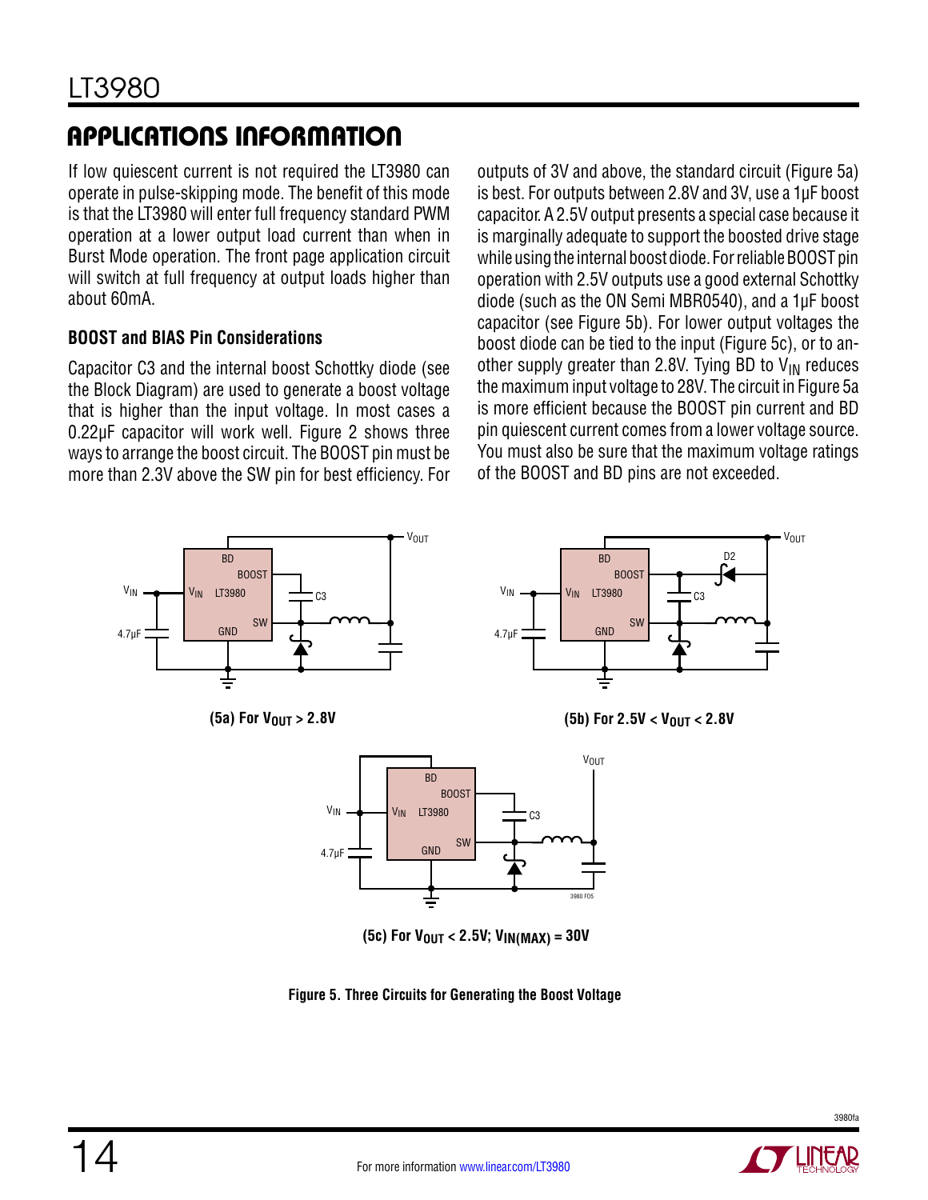## APPLICATIONS INFORMATION

If low quiescent current is not required the LT3980 can operate in pulse-skipping mode. The benefit of this mode is that the LT3980 will enter full frequency standard PWM operation at a lower output load current than when in Burst Mode operation. The front page application circuit will switch at full frequency at output loads higher than about 60mA.

### BOOST and BIAS Pin Considerations

Capacitor C3 and the internal boost Schottky diode (see the Block Diagram) are used to generate a boost voltage that is higher than the input voltage. In most cases a 0.22µF capacitor will work well. Figure 2 shows three ways to arrange the boost circuit. The BOOST pin must be more than 2.3V above the SW pin for best efficiency. For outputs of 3V and above, the standard circuit (Figure 5a) is best. For outputs between 2.8V and 3V, use a 1µF boost capacitor. A 2.5V output presents a special case because it is marginally adequate to support the boosted drive stage while using the internal boost diode. For reliable BOOST pin operation with 2.5V outputs use a good external Schottky diode (such as the ON Semi MBR0540), and a 1µF boost capacitor (see Figure 5b). For lower output voltages the boost diode can be tied to the input (Figure 5c), or to another supply greater than 2.8V. Tying BD to $V_{IN}$ reduces the maximum input voltage to 28V. The circuit in Figure 5a is more efficient because the BOOST pin current and BD pin quiescent current comes from a lower voltage source. You must also be sure that the maximum voltage ratings of the BOOST and BD pins are not exceeded.

(5a) For $V_{OUT}$ > 2.8V

(5b) For 2.5V < $V_{OUT}$ < 2.8V

(5c) For $V_{OUT}$ < 2.5V; $V_{IN(MAX)}$ = 30V

**Figure 5. Three Circuits for Generating the Boost Voltage**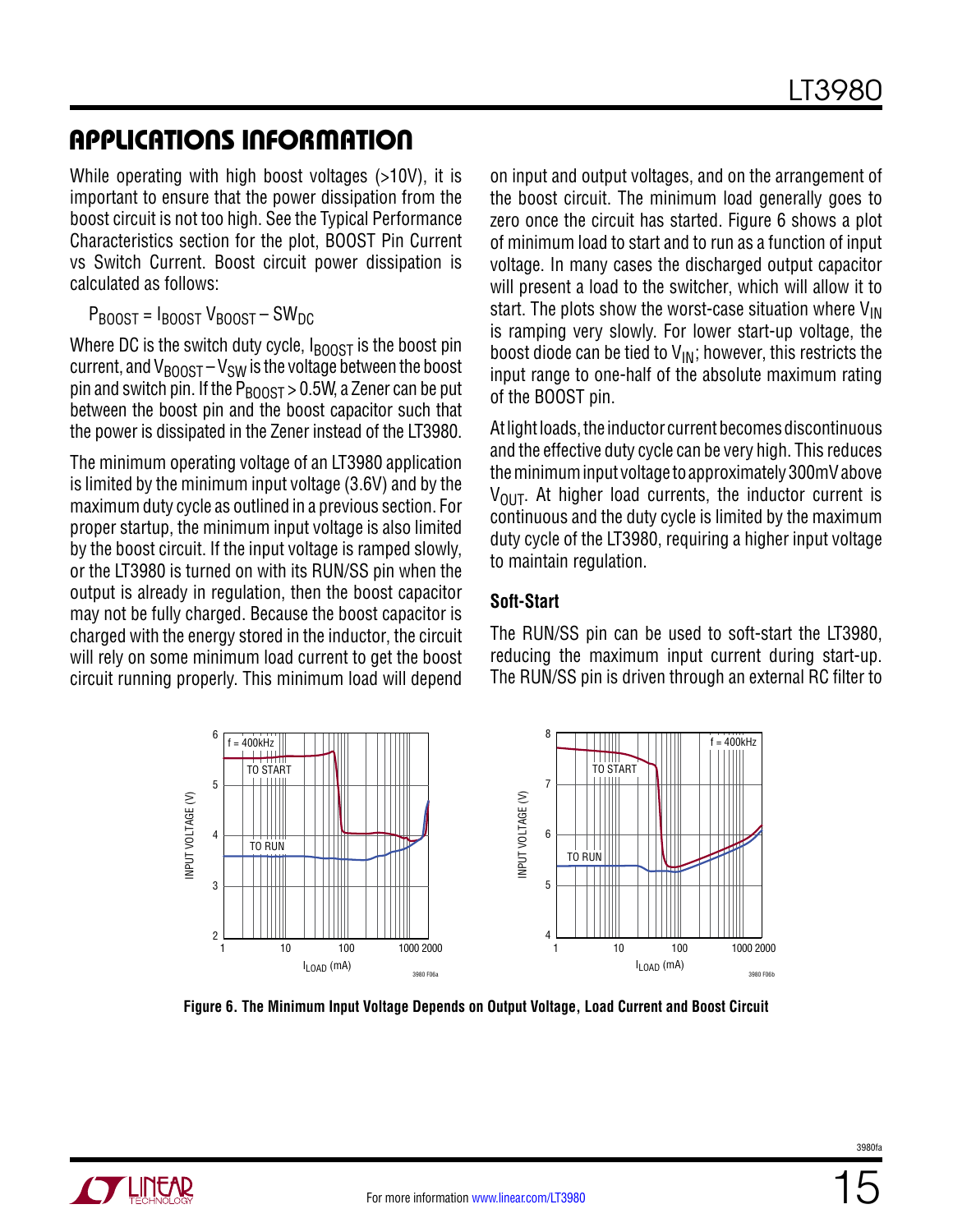## APPLICATIONS INFORMATION

While operating with high boost voltages (>10V), it is important to ensure that the power dissipation from the boost circuit is not too high. See the Typical Performance Characteristics section for the plot, BOOST Pin Current vs Switch Current. Boost circuit power dissipation is calculated as follows:

$$P_{BOOST} = I_{BOOST}\ V_{BOOST} - SW_{DC}$$

Where DC is the switch duty cycle, $I_{BOOST}$ is the boost pin current, and $V_{BOOST} - V_{SW}$ is the voltage between the boost pin and switch pin. If the $P_{BOOST} > 0.5W$, a Zener can be put between the boost pin and the boost capacitor such that the power is dissipated in the Zener instead of the LT3980.

The minimum operating voltage of an LT3980 application is limited by the minimum input voltage (3.6V) and by the maximum duty cycle as outlined in a previous section. For proper startup, the minimum input voltage is also limited by the boost circuit. If the input voltage is ramped slowly, or the LT3980 is turned on with its RUN/SS pin when the output is already in regulation, then the boost capacitor may not be fully charged. Because the boost capacitor is charged with the energy stored in the inductor, the circuit will rely on some minimum load current to get the boost circuit running properly. This minimum load will depend on input and output voltages, and on the arrangement of the boost circuit. The minimum load generally goes to zero once the circuit has started. Figure 6 shows a plot of minimum load to start and to run as a function of input voltage. In many cases the discharged output capacitor will present a load to the switcher, which will allow it to start. The plots show the worst-case situation where $V_{IN}$ is ramping very slowly. For lower start-up voltage, the boost diode can be tied to $V_{IN}$; however, this restricts the input range to one-half of the absolute maximum rating of the BOOST pin.

At light loads, the inductor current becomes discontinuous and the effective duty cycle can be very high. This reduces the minimum input voltage to approximately 300mV above $V_{OUT}$. At higher load currents, the inductor current is continuous and the duty cycle is limited by the maximum duty cycle of the LT3980, requiring a higher input voltage to maintain regulation.

### Soft-Start

The RUN/SS pin can be used to soft-start the LT3980, reducing the maximum input current during start-up. The RUN/SS pin is driven through an external RC filter to

**Figure 6. The Minimum Input Voltage Depends on Output Voltage, Load Current and Boost Circuit**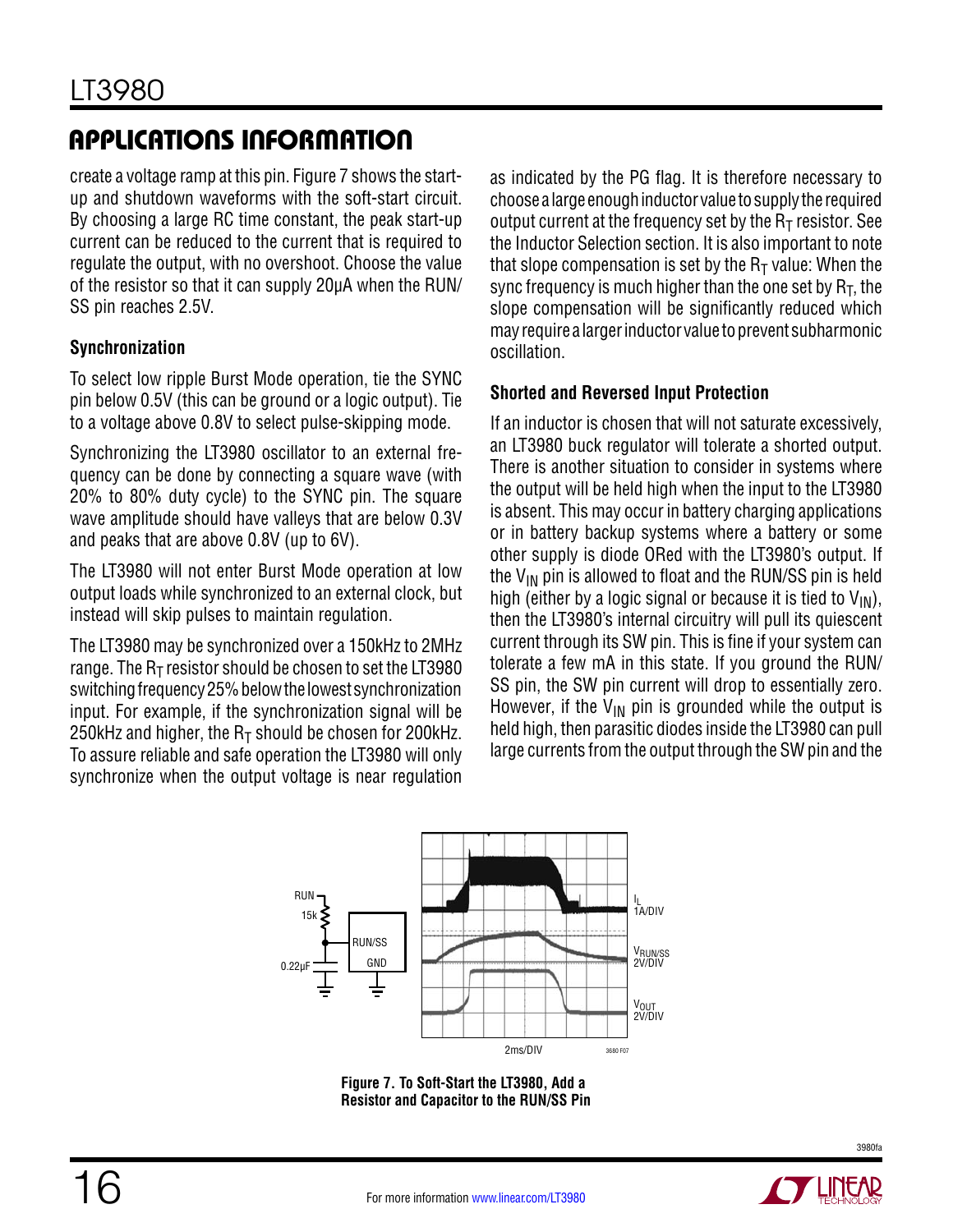## APPLICATIONS INFORMATION

create a voltage ramp at this pin. Figure 7 shows the start-up and shutdown waveforms with the soft-start circuit. By choosing a large RC time constant, the peak start-up current can be reduced to the current that is required to regulate the output, with no overshoot. Choose the value of the resistor so that it can supply 20µA when the RUN/SS pin reaches 2.5V.

### Synchronization

To select low ripple Burst Mode operation, tie the SYNC pin below 0.5V (this can be ground or a logic output). Tie to a voltage above 0.8V to select pulse-skipping mode.

Synchronizing the LT3980 oscillator to an external frequency can be done by connecting a square wave (with 20% to 80% duty cycle) to the SYNC pin. The square wave amplitude should have valleys that are below 0.3V and peaks that are above 0.8V (up to 6V).

The LT3980 will not enter Burst Mode operation at low output loads while synchronized to an external clock, but instead will skip pulses to maintain regulation.

The LT3980 may be synchronized over a 150kHz to 2MHz range. The $R_T$ resistor should be chosen to set the LT3980 switching frequency 25% below the lowest synchronization input. For example, if the synchronization signal will be 250kHz and higher, the $R_T$ should be chosen for 200kHz. To assure reliable and safe operation the LT3980 will only synchronize when the output voltage is near regulation as indicated by the PG flag. It is therefore necessary to choose a large enough inductor value to supply the required output current at the frequency set by the $R_T$ resistor. See the Inductor Selection section. It is also important to note that slope compensation is set by the $R_T$ value: When the sync frequency is much higher than the one set by $R_T$, the slope compensation will be significantly reduced which may require a larger inductor value to prevent subharmonic oscillation.

### Shorted and Reversed Input Protection

If an inductor is chosen that will not saturate excessively, an LT3980 buck regulator will tolerate a shorted output. There is another situation to consider in systems where the output will be held high when the input to the LT3980 is absent. This may occur in battery charging applications or in battery backup systems where a battery or some other supply is diode ORed with the LT3980's output. If the $V_{IN}$ pin is allowed to float and the RUN/SS pin is held high (either by a logic signal or because it is tied to $V_{IN}$), then the LT3980's internal circuitry will pull its quiescent current through its SW pin. This is fine if your system can tolerate a few mA in this state. If you ground the RUN/SS pin, the SW pin current will drop to essentially zero. However, if the $V_{IN}$ pin is grounded while the output is held high, then parasitic diodes inside the LT3980 can pull large currents from the output through the SW pin and the

RUN, 15k, 0.22µF, RUN/SS, GND

$I_L$ 1A/DIV

$V_{RUN/SS}$ 2V/DIV

$V_{OUT}$ 2V/DIV

2ms/DIV

**Figure 7. To Soft-Start the LT3980, Add a Resistor and Capacitor to the RUN/SS Pin**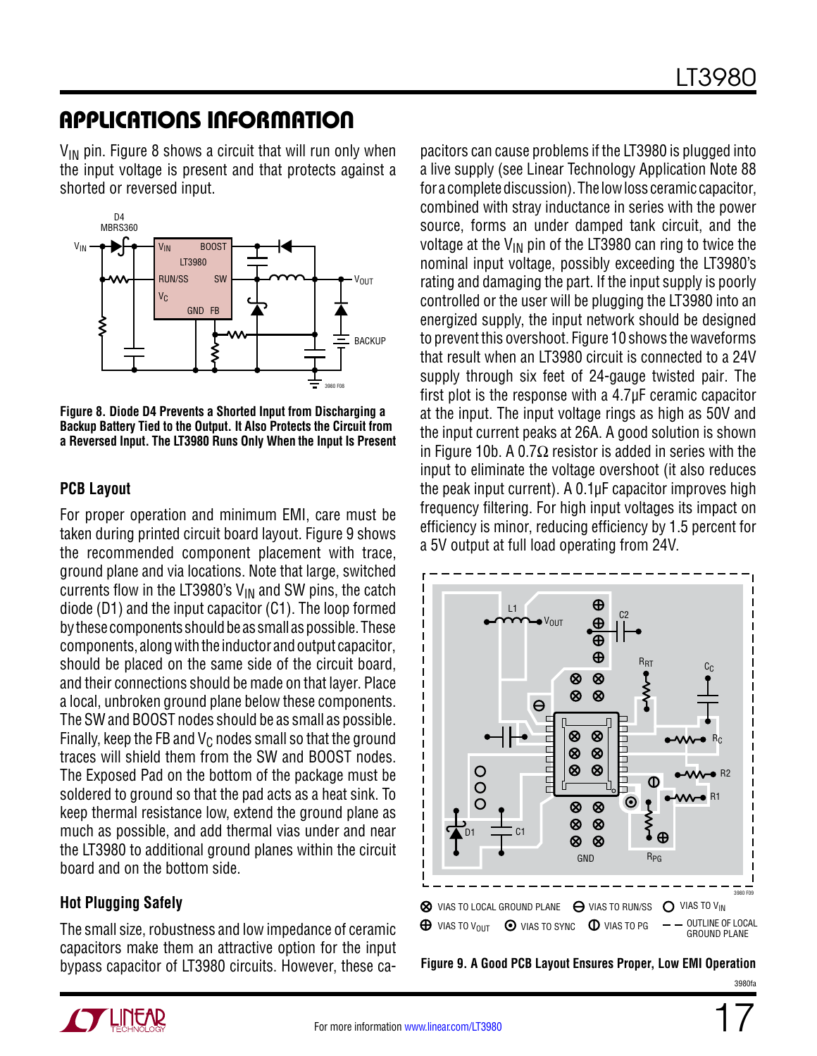## APPLICATIONS INFORMATION

$V_{IN}$ pin. Figure 8 shows a circuit that will run only when the input voltage is present and that protects against a shorted or reversed input.

Figure 8. Diode D4 Prevents a Shorted Input from Discharging a Backup Battery Tied to the Output. It Also Protects the Circuit from a Reversed Input. The LT3980 Runs Only When the Input Is Present

### PCB Layout

For proper operation and minimum EMI, care must be taken during printed circuit board layout. Figure 9 shows the recommended component placement with trace, ground plane and via locations. Note that large, switched currents flow in the LT3980's $V_{IN}$ and SW pins, the catch diode (D1) and the input capacitor (C1). The loop formed by these components should be as small as possible. These components, along with the inductor and output capacitor, should be placed on the same side of the circuit board, and their connections should be made on that layer. Place a local, unbroken ground plane below these components. The SW and BOOST nodes should be as small as possible. Finally, keep the FB and $V_C$ nodes small so that the ground traces will shield them from the SW and BOOST nodes. The Exposed Pad on the bottom of the package must be soldered to ground so that the pad acts as a heat sink. To keep thermal resistance low, extend the ground plane as much as possible, and add thermal vias under and near the LT3980 to additional ground planes within the circuit board and on the bottom side.

### Hot Plugging Safely

The small size, robustness and low impedance of ceramic capacitors make them an attractive option for the input bypass capacitor of LT3980 circuits. However, these capacitors can cause problems if the LT3980 is plugged into a live supply (see Linear Technology Application Note 88 for a complete discussion). The low loss ceramic capacitor, combined with stray inductance in series with the power source, forms an under damped tank circuit, and the voltage at the $V_{IN}$ pin of the LT3980 can ring to twice the nominal input voltage, possibly exceeding the LT3980's rating and damaging the part. If the input supply is poorly controlled or the user will be plugging the LT3980 into an energized supply, the input network should be designed to prevent this overshoot. Figure 10 shows the waveforms that result when an LT3980 circuit is connected to a 24V supply through six feet of 24-gauge twisted pair. The first plot is the response with a 4.7µF ceramic capacitor at the input. The input voltage rings as high as 50V and the input current peaks at 26A. A good solution is shown in Figure 10b. A 0.7Ω resistor is added in series with the input to eliminate the voltage overshoot (it also reduces the peak input current). A 0.1µF capacitor improves high frequency filtering. For high input voltages its impact on efficiency is minor, reducing efficiency by 1.5 percent for a 5V output at full load operating from 24V.

Figure 9. A Good PCB Layout Ensures Proper, Low EMI Operation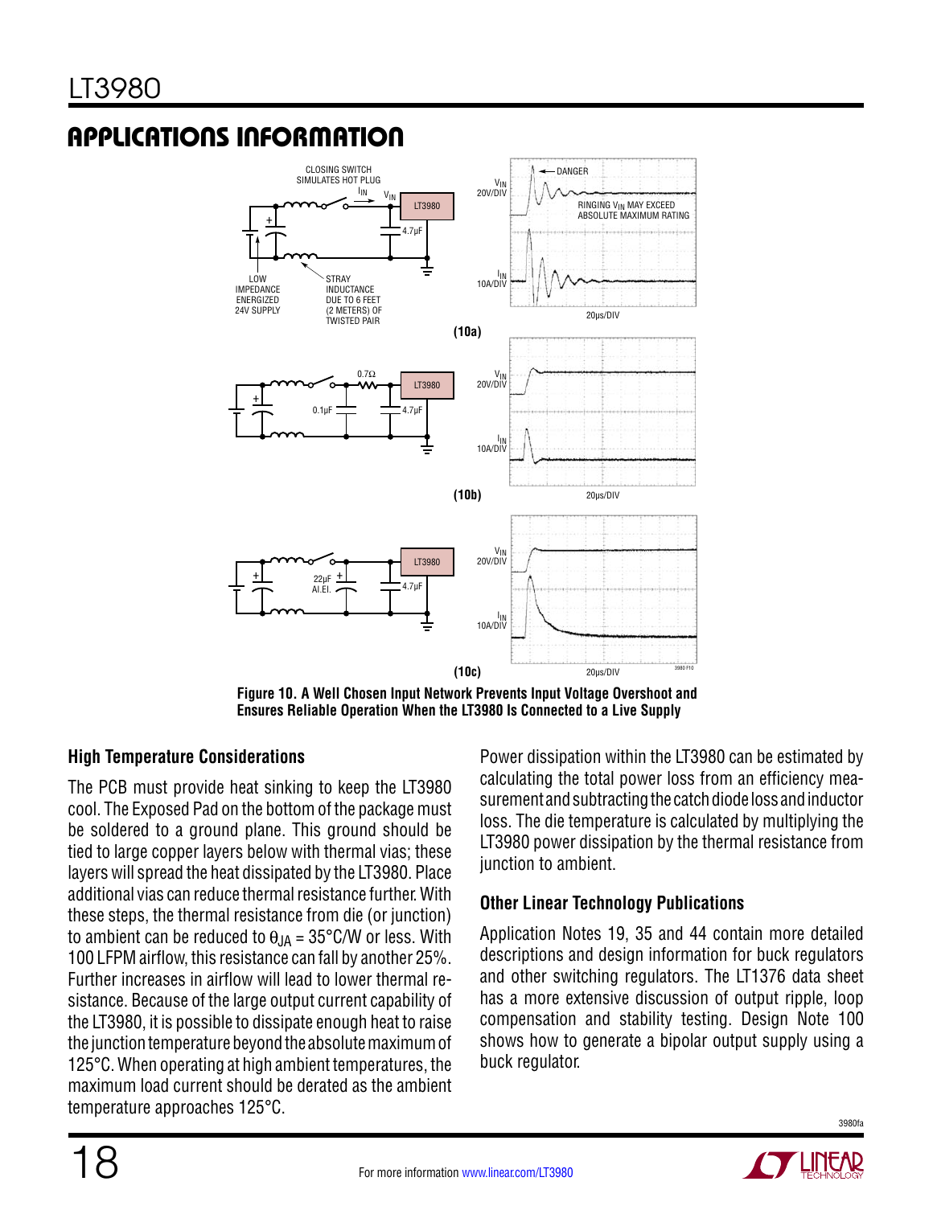## APPLICATIONS INFORMATION

Figure 10. A Well Chosen Input Network Prevents Input Voltage Overshoot and Ensures Reliable Operation When the LT3980 Is Connected to a Live Supply

### High Temperature Considerations

The PCB must provide heat sinking to keep the LT3980 cool. The Exposed Pad on the bottom of the package must be soldered to a ground plane. This ground should be tied to large copper layers below with thermal vias; these layers will spread the heat dissipated by the LT3980. Place additional vias can reduce thermal resistance further. With these steps, the thermal resistance from die (or junction) to ambient can be reduced to $\theta_{JA}$ = 35°C/W or less. With 100 LFPM airflow, this resistance can fall by another 25%. Further increases in airflow will lead to lower thermal resistance. Because of the large output current capability of the LT3980, it is possible to dissipate enough heat to raise the junction temperature beyond the absolute maximum of 125°C. When operating at high ambient temperatures, the maximum load current should be derated as the ambient temperature approaches 125°C.

Power dissipation within the LT3980 can be estimated by calculating the total power loss from an efficiency measurement and subtracting the catch diode loss and inductor loss. The die temperature is calculated by multiplying the LT3980 power dissipation by the thermal resistance from junction to ambient.

### Other Linear Technology Publications

Application Notes 19, 35 and 44 contain more detailed descriptions and design information for buck regulators and other switching regulators. The LT1376 data sheet has a more extensive discussion of output ripple, loop compensation and stability testing. Design Note 100 shows how to generate a bipolar output supply using a buck regulator.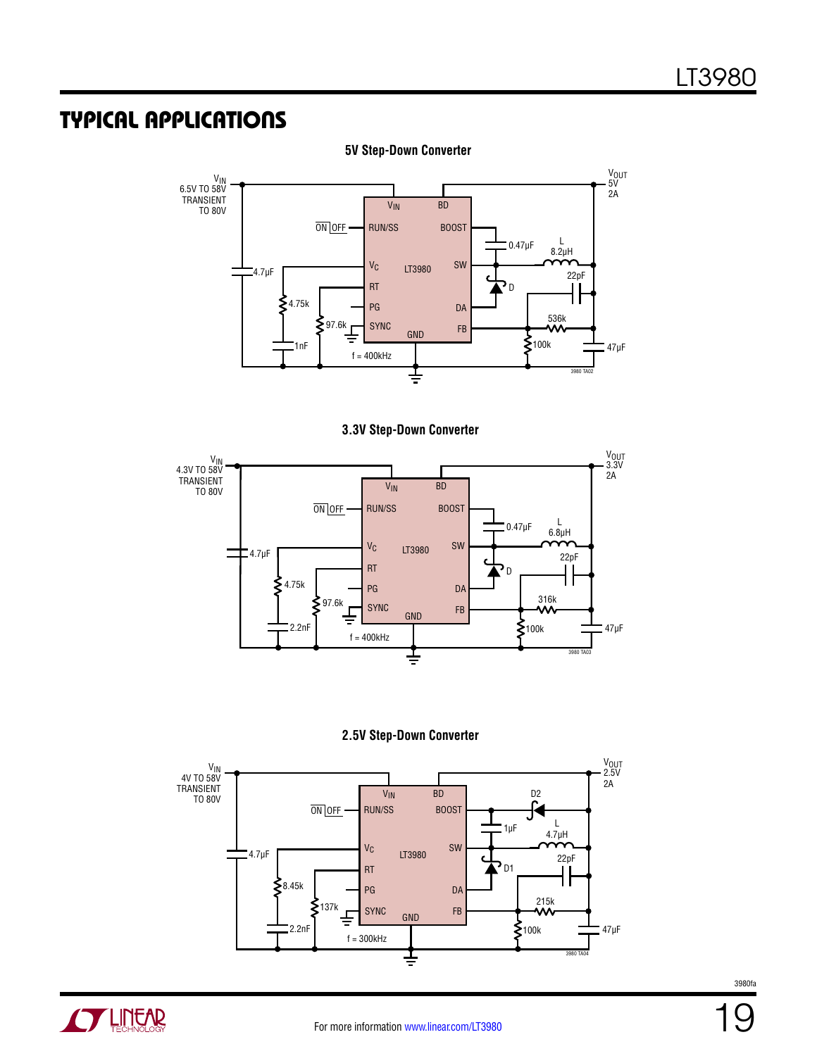## TYPICAL APPLICATIONS

**5V Step-Down Converter**

$V_{IN}$ 6.5V TO 58V TRANSIENT TO 80V

$V_{OUT}$ 5V 2A

LT3980: $V_{IN}$, BD, RUN/SS, BOOST, $V_C$, SW, RT, PG, DA, SYNC, GND, FB

ON | OFF

4.7µF, 4.75k, 1nF, 97.6k, 0.47µF, L 8.2µH, D, 22pF, 536k, 100k, 47µF

f = 400kHz

3980 TA02

**3.3V Step-Down Converter**

$V_{IN}$ 4.3V TO 58V TRANSIENT TO 80V

$V_{OUT}$ 3.3V 2A

LT3980: $V_{IN}$, BD, RUN/SS, BOOST, $V_C$, SW, RT, PG, DA, SYNC, GND, FB

ON | OFF

4.7µF, 4.75k, 2.2nF, 97.6k, 0.47µF, L 6.8µH, D, 22pF, 316k, 100k, 47µF

f = 400kHz

3980 TA03

**2.5V Step-Down Converter**

$V_{IN}$ 4V TO 58V TRANSIENT TO 80V

$V_{OUT}$ 2.5V 2A

LT3980: $V_{IN}$, BD, RUN/SS, BOOST, $V_C$, SW, RT, PG, DA, SYNC, GND, FB

ON | OFF

4.7µF, 8.45k, 2.2nF, 137k, D2, 1µF, L 4.7µH, D1, 22pF, 215k, 100k, 47µF

f = 300kHz

3980 TA04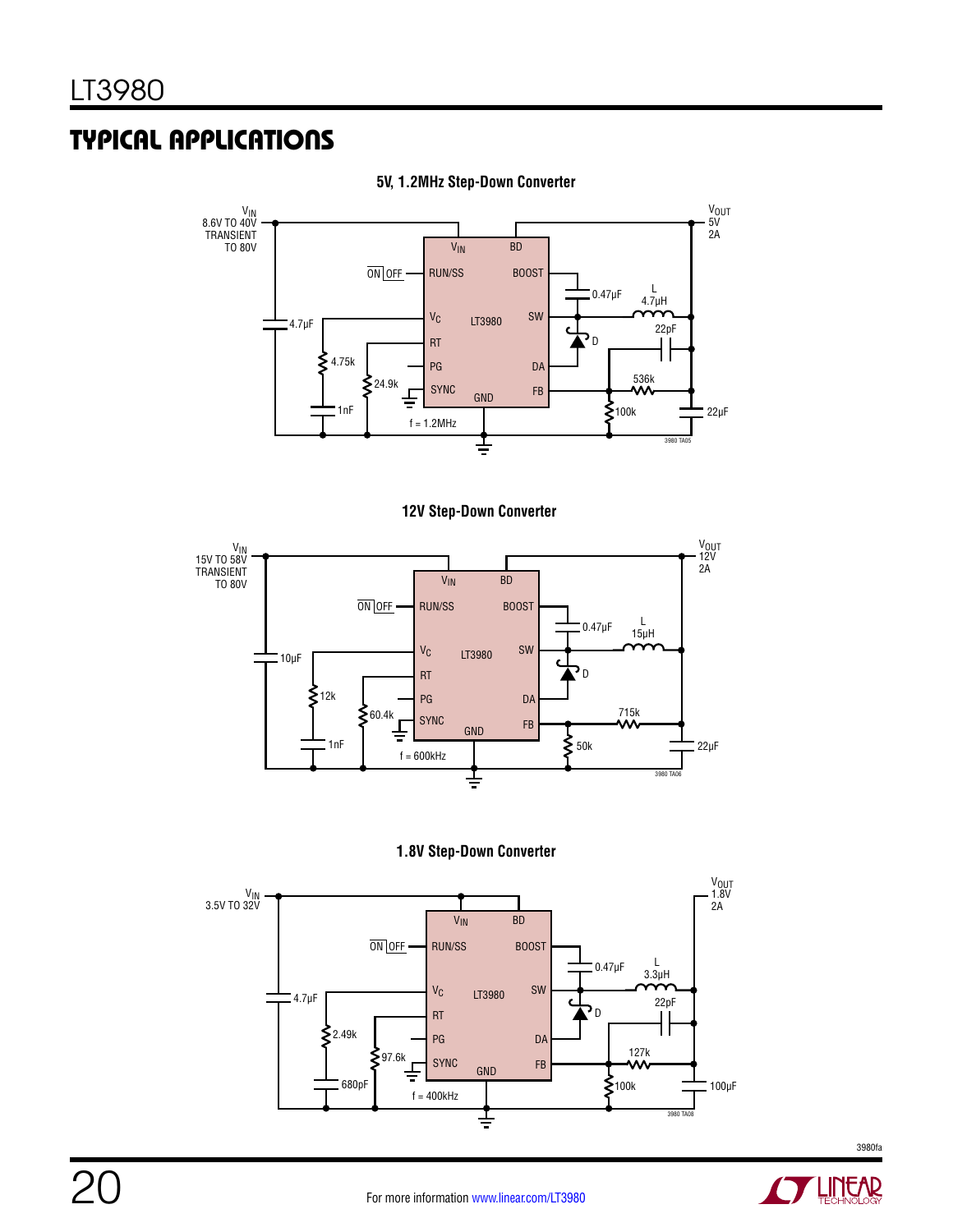## TYPICAL APPLICATIONS

**5V, 1.2MHz Step-Down Converter**

$V_{IN}$ 8.6V TO 40V TRANSIENT TO 80V

$V_{OUT}$ 5V 2A

VIN, BD, RUN/SS, BOOST, $V_C$, LT3980, SW, RT, PG, DA, SYNC, GND, FB

ON | OFF

4.7µF, 4.75k, 1nF, 24.9k, 0.47µF, L 4.7µH, D, 22pF, 536k, 100k, 22µF

f = 1.2MHz

3980 TA05

**12V Step-Down Converter**

$V_{IN}$ 15V TO 58V TRANSIENT TO 80V

$V_{OUT}$ 12V 2A

VIN, BD, RUN/SS, BOOST, $V_C$, LT3980, SW, RT, PG, DA, SYNC, GND, FB

ON | OFF

10µF, 12k, 1nF, 60.4k, 0.47µF, L 15µH, D, 715k, 50k, 22µF

f = 600kHz

3980 TA06

**1.8V Step-Down Converter**

$V_{IN}$ 3.5V TO 32V

$V_{OUT}$ 1.8V 2A

VIN, BD, RUN/SS, BOOST, $V_C$, LT3980, SW, RT, PG, DA, SYNC, GND, FB

ON | OFF

4.7µF, 2.49k, 680pF, 97.6k, 0.47µF, L 3.3µH, D, 22pF, 127k, 100k, 100µF

f = 400kHz

3980 TA08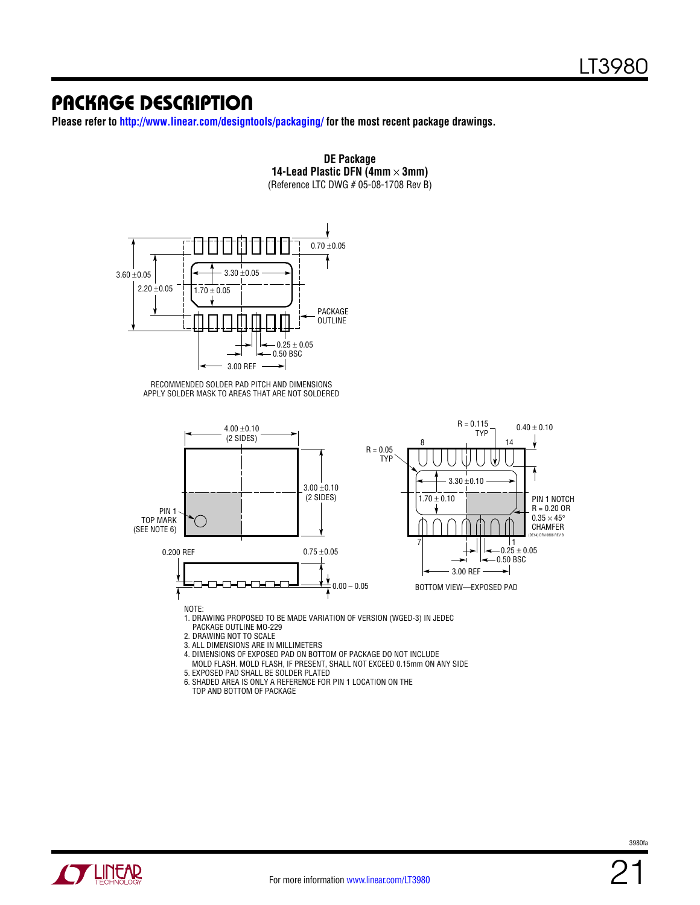## PACKAGE DESCRIPTION

**Please refer to http://www.linear.com/designtools/packaging/ for the most recent package drawings.**

**DE Package**
**14-Lead Plastic DFN (4mm × 3mm)**
(Reference LTC DWG # 05-08-1708 Rev B)

3.60 ±0.05
2.20 ±0.05
3.30 ±0.05
1.70 ± 0.05
0.70 ±0.05
PACKAGE OUTLINE
0.25 ± 0.05
0.50 BSC
3.00 REF

RECOMMENDED SOLDER PAD PITCH AND DIMENSIONS
APPLY SOLDER MASK TO AREAS THAT ARE NOT SOLDERED

4.00 ±0.10 (2 SIDES)
3.00 ±0.10 (2 SIDES)
PIN 1 TOP MARK (SEE NOTE 6)
0.200 REF
0.75 ±0.05
0.00 – 0.05

R = 0.115 TYP
0.40 ± 0.10
R = 0.05 TYP
8
14
3.30 ±0.10
1.70 ± 0.10
PIN 1 NOTCH R = 0.20 OR 0.35 × 45° CHAMFER
(DE14) DFN 0806 REV B
7
1
0.25 ± 0.05
0.50 BSC
3.00 REF

BOTTOM VIEW—EXPOSED PAD

NOTE:
1. DRAWING PROPOSED TO BE MADE VARIATION OF VERSION (WGED-3) IN JEDEC PACKAGE OUTLINE MO-229
2. DRAWING NOT TO SCALE
3. ALL DIMENSIONS ARE IN MILLIMETERS
4. DIMENSIONS OF EXPOSED PAD ON BOTTOM OF PACKAGE DO NOT INCLUDE MOLD FLASH. MOLD FLASH, IF PRESENT, SHALL NOT EXCEED 0.15mm ON ANY SIDE
5. EXPOSED PAD SHALL BE SOLDER PLATED
6. SHADED AREA IS ONLY A REFERENCE FOR PIN 1 LOCATION ON THE TOP AND BOTTOM OF PACKAGE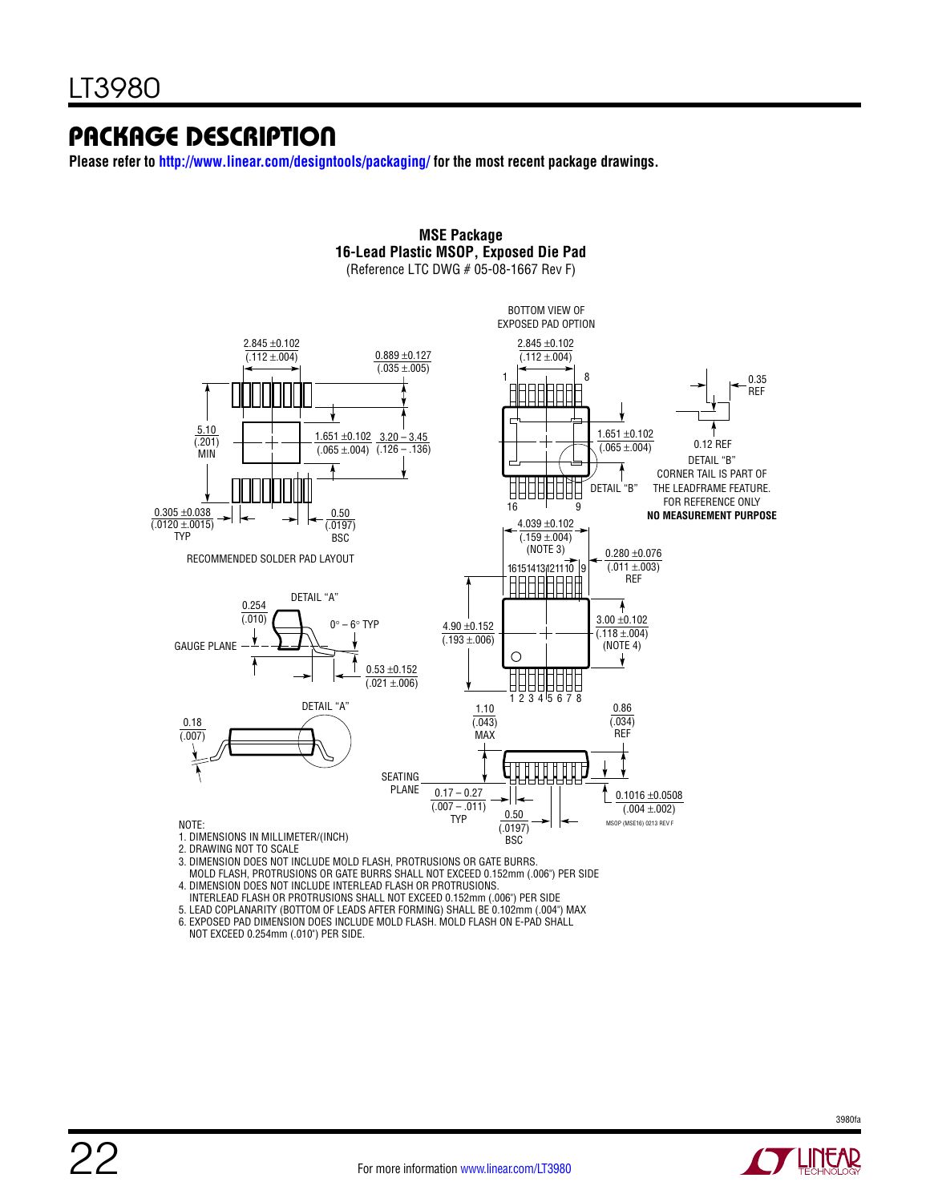## PACKAGE DESCRIPTION

**Please refer to http://www.linear.com/designtools/packaging/ for the most recent package drawings.**

**MSE Package**
**16-Lead Plastic MSOP, Exposed Die Pad**
(Reference LTC DWG # 05-08-1667 Rev F)

RECOMMENDED SOLDER PAD LAYOUT

BOTTOM VIEW OF EXPOSED PAD OPTION

DETAIL "B"
CORNER TAIL IS PART OF THE LEADFRAME FEATURE.
FOR REFERENCE ONLY
**NO MEASUREMENT PURPOSE**

NOTE:
1. DIMENSIONS IN MILLIMETER/(INCH)
2. DRAWING NOT TO SCALE
3. DIMENSION DOES NOT INCLUDE MOLD FLASH, PROTRUSIONS OR GATE BURRS. MOLD FLASH, PROTRUSIONS OR GATE BURRS SHALL NOT EXCEED 0.152mm (.006") PER SIDE
4. DIMENSION DOES NOT INCLUDE INTERLEAD FLASH OR PROTRUSIONS. INTERLEAD FLASH OR PROTRUSIONS SHALL NOT EXCEED 0.152mm (.006") PER SIDE
5. LEAD COPLANARITY (BOTTOM OF LEADS AFTER FORMING) SHALL BE 0.102mm (.004") MAX
6. EXPOSED PAD DIMENSION DOES INCLUDE MOLD FLASH. MOLD FLASH ON E-PAD SHALL NOT EXCEED 0.254mm (.010") PER SIDE.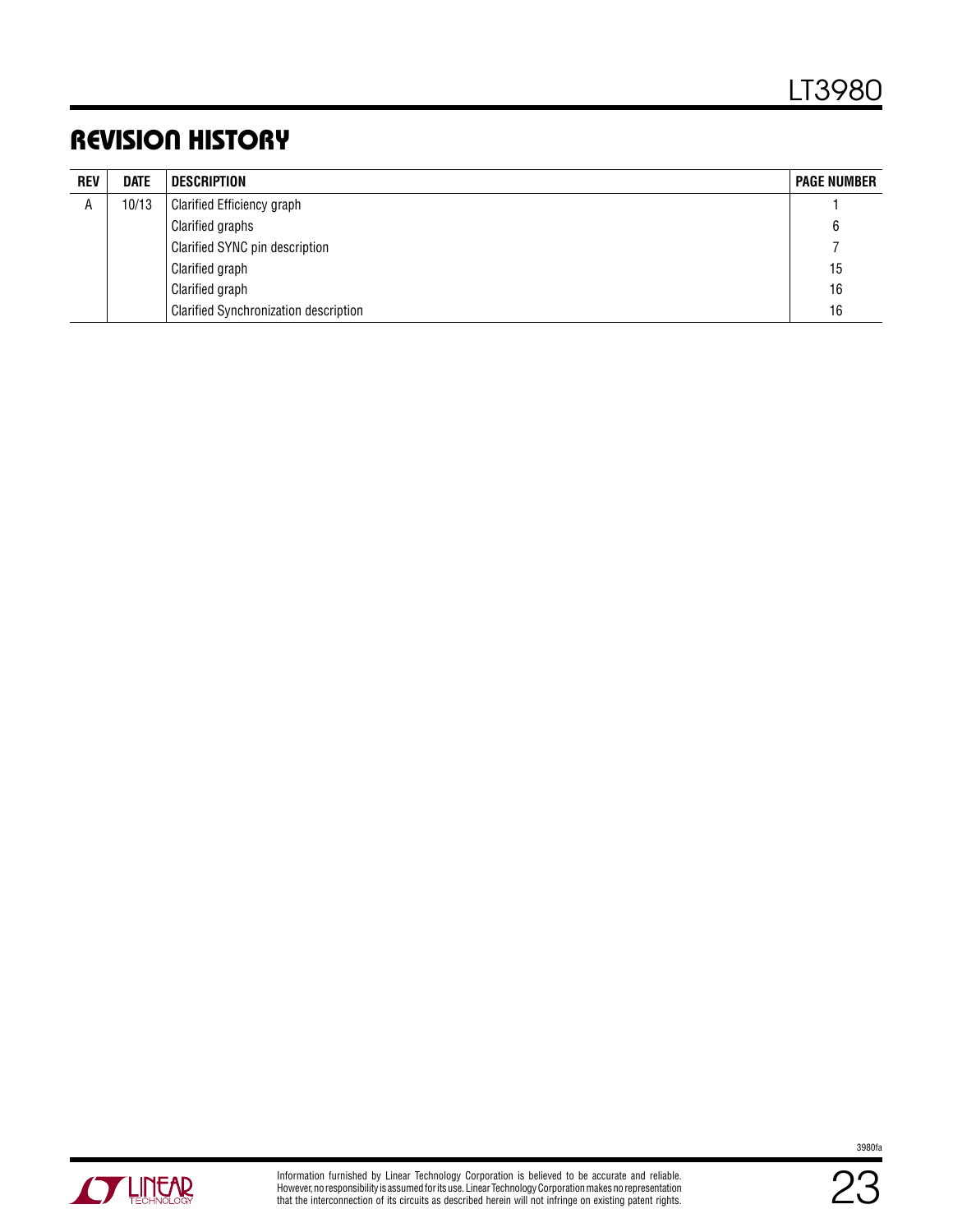## REVISION HISTORY

| REV | DATE | DESCRIPTION | PAGE NUMBER |
|---|---|---|---|
| A | 10/13 | Clarified Efficiency graph | 1 |
| | | Clarified graphs | 6 |
| | | Clarified SYNC pin description | 7 |
| | | Clarified graph | 15 |
| | | Clarified graph | 16 |
| | | Clarified Synchronization description | 16 |

Information furnished by Linear Technology Corporation is believed to be accurate and reliable. However, no responsibility is assumed for its use. Linear Technology Corporation makes no representation that the interconnection of its circuits as described herein will not infringe on existing patent rights.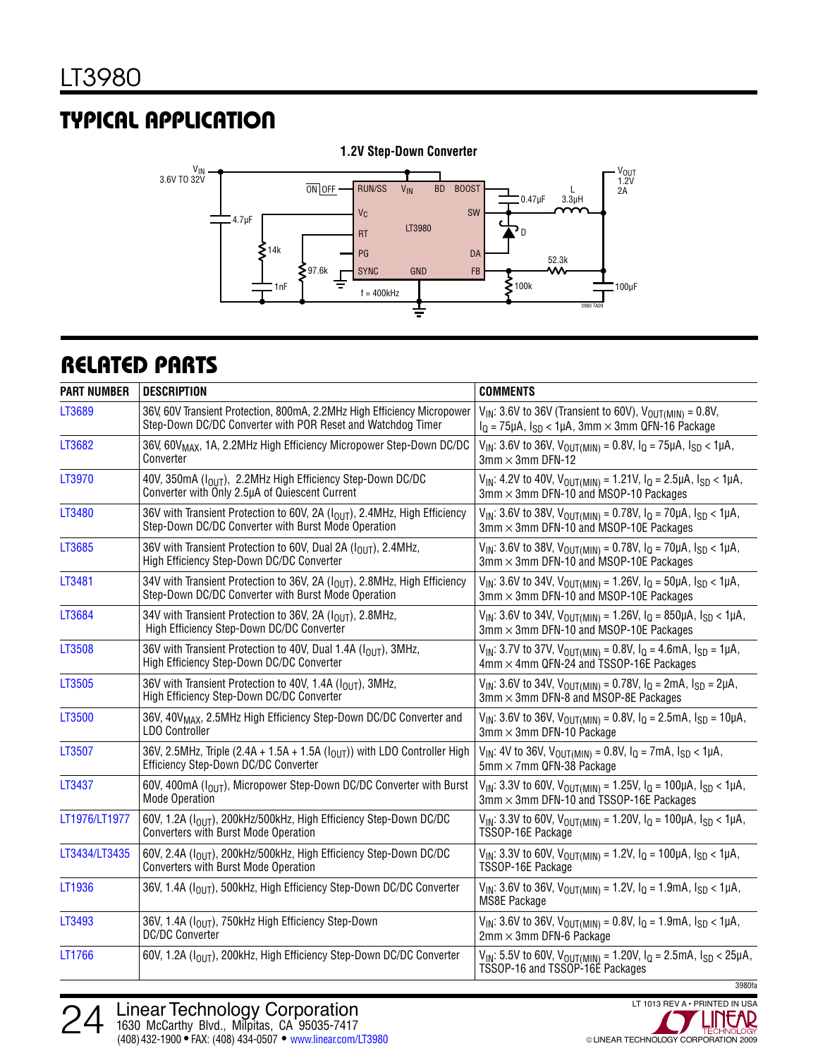## TYPICAL APPLICATION

**1.2V Step-Down Converter**

$V_{IN}$
3.6V TO 32V
ON OFF
RUN/SS
$V_{IN}$
BD
BOOST
$V_C$
SW
RT
LT3980
PG
DA
SYNC
GND
FB
4.7µF
14k
97.6k
1nF
f = 400kHz
0.47µF
L
3.3µH
D
52.3k
100k
100µF
$V_{OUT}$
1.2V
2A
3980 TA09

## RELATED PARTS

| PART NUMBER | DESCRIPTION | COMMENTS |
|---|---|---|
| LT3689 | 36V, 60V Transient Protection, 800mA, 2.2MHz High Efficiency Micropower Step-Down DC/DC Converter with POR Reset and Watchdog Timer | $V_{IN}$: 3.6V to 36V (Transient to 60V), $V_{OUT(MIN)}$ = 0.8V, $I_Q$ = 75µA, $I_{SD}$ < 1µA, 3mm × 3mm QFN-16 Package |
| LT3682 | 36V, 60$V_{MAX}$, 1A, 2.2MHz High Efficiency Micropower Step-Down DC/DC Converter | $V_{IN}$: 3.6V to 36V, $V_{OUT(MIN)}$ = 0.8V, $I_Q$ = 75µA, $I_{SD}$ < 1µA, 3mm × 3mm DFN-12 |
| LT3970 | 40V, 350mA ($I_{OUT}$), 2.2MHz High Efficiency Step-Down DC/DC Converter with Only 2.5µA of Quiescent Current | $V_{IN}$: 4.2V to 40V, $V_{OUT(MIN)}$ = 1.21V, $I_Q$ = 2.5µA, $I_{SD}$ < 1µA, 3mm × 3mm DFN-10 and MSOP-10 Packages |
| LT3480 | 36V with Transient Protection to 60V, 2A ($I_{OUT}$), 2.4MHz, High Efficiency Step-Down DC/DC Converter with Burst Mode Operation | $V_{IN}$: 3.6V to 38V, $V_{OUT(MIN)}$ = 0.78V, $I_Q$ = 70µA, $I_{SD}$ < 1µA, 3mm × 3mm DFN-10 and MSOP-10E Packages |
| LT3685 | 36V with Transient Protection to 60V, Dual 2A ($I_{OUT}$), 2.4MHz, High Efficiency Step-Down DC/DC Converter | $V_{IN}$: 3.6V to 38V, $V_{OUT(MIN)}$ = 0.78V, $I_Q$ = 70µA, $I_{SD}$ < 1µA, 3mm × 3mm DFN-10 and MSOP-10E Packages |
| LT3481 | 34V with Transient Protection to 36V, 2A ($I_{OUT}$), 2.8MHz, High Efficiency Step-Down DC/DC Converter with Burst Mode Operation | $V_{IN}$: 3.6V to 34V, $V_{OUT(MIN)}$ = 1.26V, $I_Q$ = 50µA, $I_{SD}$ < 1µA, 3mm × 3mm DFN-10 and MSOP-10E Packages |
| LT3684 | 34V with Transient Protection to 36V, 2A ($I_{OUT}$), 2.8MHz, High Efficiency Step-Down DC/DC Converter | $V_{IN}$: 3.6V to 34V, $V_{OUT(MIN)}$ = 1.26V, $I_Q$ = 850µA, $I_{SD}$ < 1µA, 3mm × 3mm DFN-10 and MSOP-10E Packages |
| LT3508 | 36V with Transient Protection to 40V, Dual 1.4A ($I_{OUT}$), 3MHz, High Efficiency Step-Down DC/DC Converter | $V_{IN}$: 3.7V to 37V, $V_{OUT(MIN)}$ = 0.8V, $I_Q$ = 4.6mA, $I_{SD}$ = 1µA, 4mm × 4mm QFN-24 and TSSOP-16E Packages |
| LT3505 | 36V with Transient Protection to 40V, 1.4A ($I_{OUT}$), 3MHz, High Efficiency Step-Down DC/DC Converter | $V_{IN}$: 3.6V to 34V, $V_{OUT(MIN)}$ = 0.78V, $I_Q$ = 2mA, $I_{SD}$ = 2µA, 3mm × 3mm DFN-8 and MSOP-8E Packages |
| LT3500 | 36V, 40$V_{MAX}$, 2.5MHz High Efficiency Step-Down DC/DC Converter and LDO Controller | $V_{IN}$: 3.6V to 36V, $V_{OUT(MIN)}$ = 0.8V, $I_Q$ = 2.5mA, $I_{SD}$ = 10µA, 3mm × 3mm DFN-10 Package |
| LT3507 | 36V, 2.5MHz, Triple (2.4A + 1.5A + 1.5A ($I_{OUT}$)) with LDO Controller High Efficiency Step-Down DC/DC Converter | $V_{IN}$: 4V to 36V, $V_{OUT(MIN)}$ = 0.8V, $I_Q$ = 7mA, $I_{SD}$ < 1µA, 5mm × 7mm QFN-38 Package |
| LT3437 | 60V, 400mA ($I_{OUT}$), Micropower Step-Down DC/DC Converter with Burst Mode Operation | $V_{IN}$: 3.3V to 60V, $V_{OUT(MIN)}$ = 1.25V, $I_Q$ = 100µA, $I_{SD}$ < 1µA, 3mm × 3mm DFN-10 and TSSOP-16E Packages |
| LT1976/LT1977 | 60V, 1.2A ($I_{OUT}$), 200kHz/500kHz, High Efficiency Step-Down DC/DC Converters with Burst Mode Operation | $V_{IN}$: 3.3V to 60V, $V_{OUT(MIN)}$ = 1.20V, $I_Q$ = 100µA, $I_{SD}$ < 1µA, TSSOP-16E Package |
| LT3434/LT3435 | 60V, 2.4A ($I_{OUT}$), 200kHz/500kHz, High Efficiency Step-Down DC/DC Converters with Burst Mode Operation | $V_{IN}$: 3.3V to 60V, $V_{OUT(MIN)}$ = 1.2V, $I_Q$ = 100µA, $I_{SD}$ < 1µA, TSSOP-16E Package |
| LT1936 | 36V, 1.4A ($I_{OUT}$), 500kHz, High Efficiency Step-Down DC/DC Converter | $V_{IN}$: 3.6V to 36V, $V_{OUT(MIN)}$ = 1.2V, $I_Q$ = 1.9mA, $I_{SD}$ < 1µA, MS8E Package |
| LT3493 | 36V, 1.4A ($I_{OUT}$), 750kHz High Efficiency Step-Down DC/DC Converter | $V_{IN}$: 3.6V to 36V, $V_{OUT(MIN)}$ = 0.8V, $I_Q$ = 1.9mA, $I_{SD}$ < 1µA, 2mm × 3mm DFN-6 Package |
| LT1766 | 60V, 1.2A ($I_{OUT}$), 200kHz, High Efficiency Step-Down DC/DC Converter | $V_{IN}$: 5.5V to 60V, $V_{OUT(MIN)}$ = 1.20V, $I_Q$ = 2.5mA, $I_{SD}$ < 25µA, TSSOP-16 and TSSOP-16E Packages |

3980fa

Linear Technology Corporation
1630 McCarthy Blvd., Milpitas, CA 95035-7417
(408) 432-1900 • FAX: (408) 434-0507 • www.linear.com/LT3980

LT 1013 REV A • PRINTED IN USA
© LINEAR TECHNOLOGY CORPORATION 2009